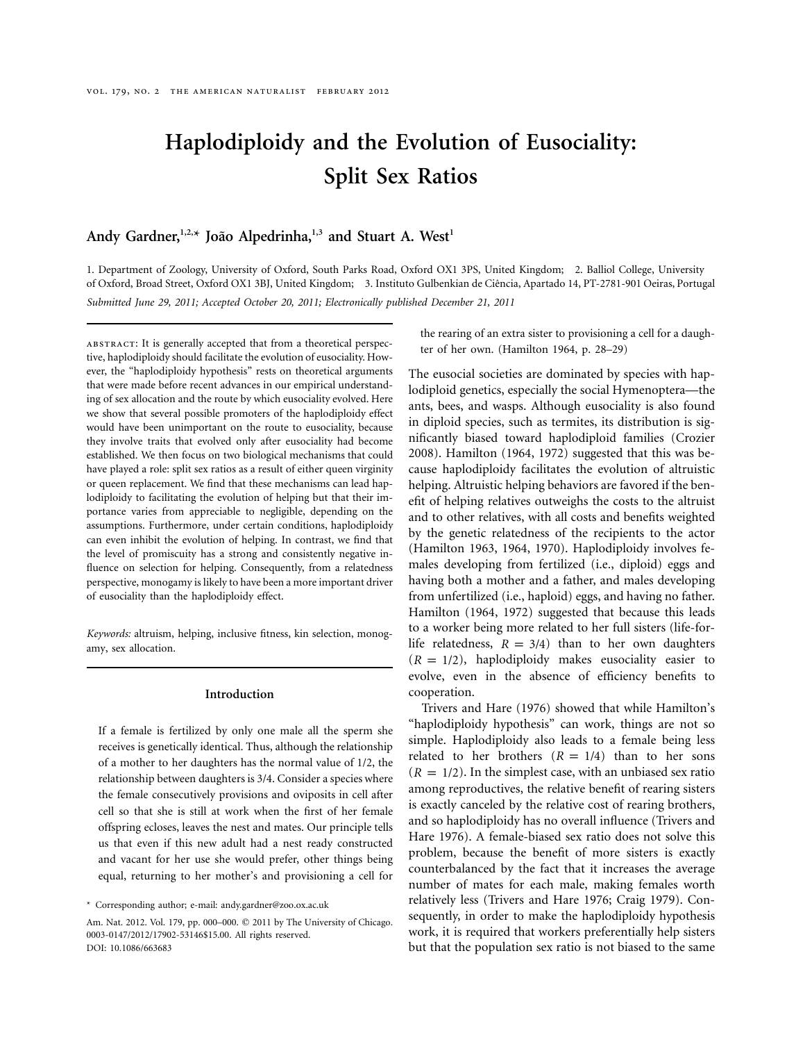# Haplodiploidy and the Evolution of Eusociality: Split Sex Ratios

**Andy Gardner,[1,2,*] João Alpedrinha,[1,3] and Stuart A. West[1]**

1. Department of Zoology, University of Oxford, South Parks Road, Oxford OX1 3PS, United Kingdom; 2. Balliol College, University of Oxford, Broad Street, Oxford OX1 3BJ, United Kingdom; 3. Instituto Gulbenkian de Ciência, Apartado 14, PT-2781-901 Oeiras, Portugal

*Submitted June 29, 2011; Accepted October 20, 2011; Electronically published December 21, 2011*

abstract: It is generally accepted that from a theoretical perspective, haplodiploidy should facilitate the evolution of eusociality. However, the "haplodiploidy hypothesis" rests on theoretical arguments that were made before recent advances in our empirical understanding of sex allocation and the route by which eusociality evolved. Here we show that several possible promoters of the haplodiploidy effect would have been unimportant on the route to eusociality, because they involve traits that evolved only after eusociality had become established. We then focus on two biological mechanisms that could have played a role: split sex ratios as a result of either queen virginity or queen replacement. We find that these mechanisms can lead haplodiploidy to facilitating the evolution of helping but that their importance varies from appreciable to negligible, depending on the assumptions. Furthermore, under certain conditions, haplodiploidy can even inhibit the evolution of helping. In contrast, we find that the level of promiscuity has a strong and consistently negative influence on selection for helping. Consequently, from a relatedness perspective, monogamy is likely to have been a more important driver of eusociality than the haplodiploidy effect.

*Keywords:* altruism, helping, inclusive fitness, kin selection, monogamy, sex allocation.

## Introduction

If a female is fertilized by only one male all the sperm she receives is genetically identical. Thus, although the relationship of a mother to her daughters has the normal value of 1/2, the relationship between daughters is 3/4. Consider a species where the female consecutively provisions and oviposits in cell after cell so that she is still at work when the first of her female offspring ecloses, leaves the nest and mates. Our principle tells us that even if this new adult had a nest ready constructed and vacant for her use she would prefer, other things being equal, returning to her mother's and provisioning a cell for the rearing of an extra sister to provisioning a cell for a daughter of her own. (Hamilton 1964, p. 28–29)

The eusocial societies are dominated by species with haplodiploid genetics, especially the social Hymenoptera—the ants, bees, and wasps. Although eusociality is also found in diploid species, such as termites, its distribution is significantly biased toward haplodiploid families (Crozier 2008). Hamilton (1964, 1972) suggested that this was because haplodiploidy facilitates the evolution of altruistic helping. Altruistic helping behaviors are favored if the benefit of helping relatives outweighs the costs to the altruist and to other relatives, with all costs and benefits weighted by the genetic relatedness of the recipients to the actor (Hamilton 1963, 1964, 1970). Haplodiploidy involves females developing from fertilized (i.e., diploid) eggs and having both a mother and a father, and males developing from unfertilized (i.e., haploid) eggs, and having no father. Hamilton (1964, 1972) suggested that because this leads to a worker being more related to her full sisters (life-for-life relatedness, $R = 3/4$) than to her own daughters ($R = 1/2$), haplodiploidy makes eusociality easier to evolve, even in the absence of efficiency benefits to cooperation.

Trivers and Hare (1976) showed that while Hamilton's "haplodiploidy hypothesis" can work, things are not so simple. Haplodiploidy also leads to a female being less related to her brothers ($R = 1/4$) than to her sons ($R = 1/2$). In the simplest case, with an unbiased sex ratio among reproductives, the relative benefit of rearing sisters is exactly canceled by the relative cost of rearing brothers, and so haplodiploidy has no overall influence (Trivers and Hare 1976). A female-biased sex ratio does not solve this problem, because the benefit of more sisters is exactly counterbalanced by the fact that it increases the average number of mates for each male, making females worth relatively less (Trivers and Hare 1976; Craig 1979). Consequently, in order to make the haplodiploidy hypothesis work, it is required that workers preferentially help sisters but that the population sex ratio is not biased to the same

* Corresponding author; e-mail: andy.gardner@zoo.ox.ac.uk

Am. Nat. 2012. Vol. 179, pp. 000–000. © 2011 by The University of Chicago. 0003-0147/2012/17902-53146$15.00. All rights reserved.
DOI: 10.1086/663683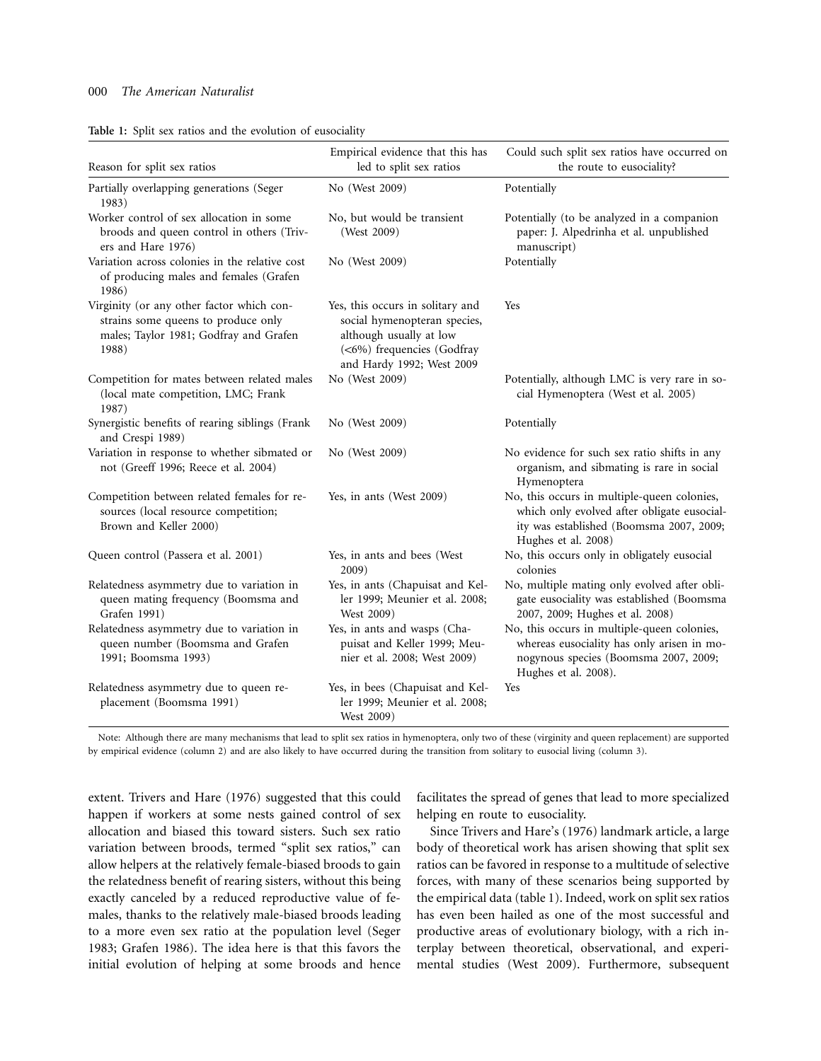**Table 1:** Split sex ratios and the evolution of eusociality

| Reason for split sex ratios | Empirical evidence that this has led to split sex ratios | Could such split sex ratios have occurred on the route to eusociality? |
|---|---|---|
| Partially overlapping generations (Seger 1983) | No (West 2009) | Potentially |
| Worker control of sex allocation in some broods and queen control in others (Trivers and Hare 1976) | No, but would be transient (West 2009) | Potentially (to be analyzed in a companion paper: J. Alpedrinha et al. unpublished manuscript) |
| Variation across colonies in the relative cost of producing males and females (Grafen 1986) | No (West 2009) | Potentially |
| Virginity (or any other factor which constrains some queens to produce only males; Taylor 1981; Godfray and Grafen 1988) | Yes, this occurs in solitary and social hymenopteran species, although usually at low (<6%) frequencies (Godfray and Hardy 1992; West 2009 | Yes |
| Competition for mates between related males (local mate competition, LMC; Frank 1987) | No (West 2009) | Potentially, although LMC is very rare in social Hymenoptera (West et al. 2005) |
| Synergistic benefits of rearing siblings (Frank and Crespi 1989) | No (West 2009) | Potentially |
| Variation in response to whether sibmated or not (Greeff 1996; Reece et al. 2004) | No (West 2009) | No evidence for such sex ratio shifts in any organism, and sibmating is rare in social Hymenoptera |
| Competition between related females for resources (local resource competition; Brown and Keller 2000) | Yes, in ants (West 2009) | No, this occurs in multiple-queen colonies, which only evolved after obligate eusociality was established (Boomsma 2007, 2009; Hughes et al. 2008) |
| Queen control (Passera et al. 2001) | Yes, in ants and bees (West 2009) | No, this occurs only in obligately eusocial colonies |
| Relatedness asymmetry due to variation in queen mating frequency (Boomsma and Grafen 1991) | Yes, in ants (Chapuisat and Keller 1999; Meunier et al. 2008; West 2009) | No, multiple mating only evolved after obligate eusociality was established (Boomsma 2007, 2009; Hughes et al. 2008) |
| Relatedness asymmetry due to variation in queen number (Boomsma and Grafen 1991; Boomsma 1993) | Yes, in ants and wasps (Chapuisat and Keller 1999; Meunier et al. 2008; West 2009) | No, this occurs in multiple-queen colonies, whereas eusociality has only arisen in monogynous species (Boomsma 2007, 2009; Hughes et al. 2008). |
| Relatedness asymmetry due to queen replacement (Boomsma 1991) | Yes, in bees (Chapuisat and Keller 1999; Meunier et al. 2008; West 2009) | Yes |

Note: Although there are many mechanisms that lead to split sex ratios in hymenoptera, only two of these (virginity and queen replacement) are supported by empirical evidence (column 2) and are also likely to have occurred during the transition from solitary to eusocial living (column 3).

extent. Trivers and Hare (1976) suggested that this could happen if workers at some nests gained control of sex allocation and biased this toward sisters. Such sex ratio variation between broods, termed "split sex ratios," can allow helpers at the relatively female-biased broods to gain the relatedness benefit of rearing sisters, without this being exactly canceled by a reduced reproductive value of females, thanks to the relatively male-biased broods leading to a more even sex ratio at the population level (Seger 1983; Grafen 1986). The idea here is that this favors the initial evolution of helping at some broods and hence facilitates the spread of genes that lead to more specialized helping en route to eusociality.

Since Trivers and Hare's (1976) landmark article, a large body of theoretical work has arisen showing that split sex ratios can be favored in response to a multitude of selective forces, with many of these scenarios being supported by the empirical data (table 1). Indeed, work on split sex ratios has even been hailed as one of the most successful and productive areas of evolutionary biology, with a rich interplay between theoretical, observational, and experimental studies (West 2009). Furthermore, subsequent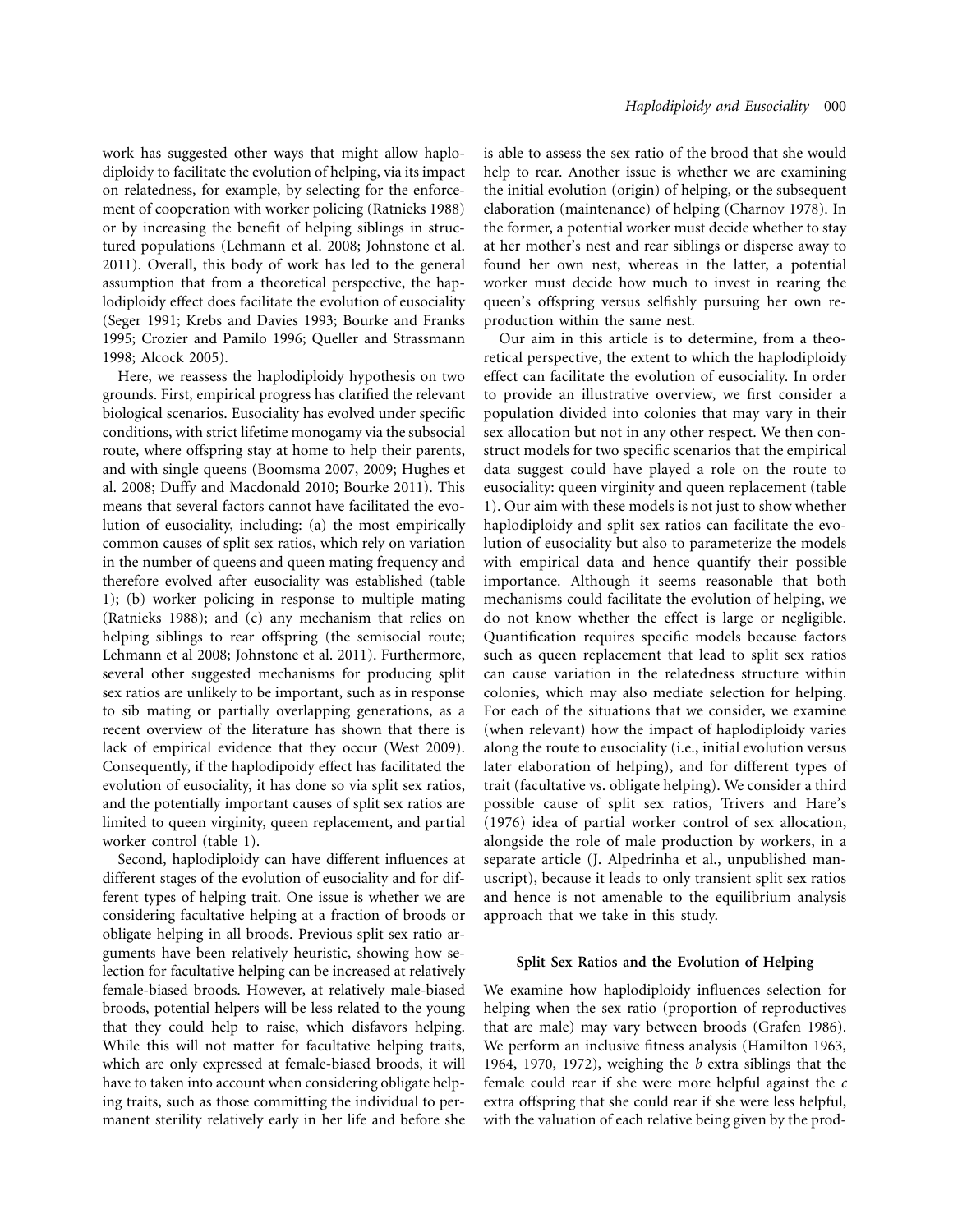work has suggested other ways that might allow haplodiploidy to facilitate the evolution of helping, via its impact on relatedness, for example, by selecting for the enforcement of cooperation with worker policing (Ratnieks 1988) or by increasing the benefit of helping siblings in structured populations (Lehmann et al. 2008; Johnstone et al. 2011). Overall, this body of work has led to the general assumption that from a theoretical perspective, the haplodiploidy effect does facilitate the evolution of eusociality (Seger 1991; Krebs and Davies 1993; Bourke and Franks 1995; Crozier and Pamilo 1996; Queller and Strassmann 1998; Alcock 2005).

Here, we reassess the haplodiploidy hypothesis on two grounds. First, empirical progress has clarified the relevant biological scenarios. Eusociality has evolved under specific conditions, with strict lifetime monogamy via the subsocial route, where offspring stay at home to help their parents, and with single queens (Boomsma 2007, 2009; Hughes et al. 2008; Duffy and Macdonald 2010; Bourke 2011). This means that several factors cannot have facilitated the evolution of eusociality, including: (a) the most empirically common causes of split sex ratios, which rely on variation in the number of queens and queen mating frequency and therefore evolved after eusociality was established (table 1); (b) worker policing in response to multiple mating (Ratnieks 1988); and (c) any mechanism that relies on helping siblings to rear offspring (the semisocial route; Lehmann et al 2008; Johnstone et al. 2011). Furthermore, several other suggested mechanisms for producing split sex ratios are unlikely to be important, such as in response to sib mating or partially overlapping generations, as a recent overview of the literature has shown that there is lack of empirical evidence that they occur (West 2009). Consequently, if the haplodipoidy effect has facilitated the evolution of eusociality, it has done so via split sex ratios, and the potentially important causes of split sex ratios are limited to queen virginity, queen replacement, and partial worker control (table 1).

Second, haplodiploidy can have different influences at different stages of the evolution of eusociality and for different types of helping trait. One issue is whether we are considering facultative helping at a fraction of broods or obligate helping in all broods. Previous split sex ratio arguments have been relatively heuristic, showing how selection for facultative helping can be increased at relatively female-biased broods. However, at relatively male-biased broods, potential helpers will be less related to the young that they could help to raise, which disfavors helping. While this will not matter for facultative helping traits, which are only expressed at female-biased broods, it will have to taken into account when considering obligate helping traits, such as those committing the individual to permanent sterility relatively early in her life and before she is able to assess the sex ratio of the brood that she would help to rear. Another issue is whether we are examining the initial evolution (origin) of helping, or the subsequent elaboration (maintenance) of helping (Charnov 1978). In the former, a potential worker must decide whether to stay at her mother's nest and rear siblings or disperse away to found her own nest, whereas in the latter, a potential worker must decide how much to invest in rearing the queen's offspring versus selfishly pursuing her own reproduction within the same nest.

Our aim in this article is to determine, from a theoretical perspective, the extent to which the haplodiploidy effect can facilitate the evolution of eusociality. In order to provide an illustrative overview, we first consider a population divided into colonies that may vary in their sex allocation but not in any other respect. We then construct models for two specific scenarios that the empirical data suggest could have played a role on the route to eusociality: queen virginity and queen replacement (table 1). Our aim with these models is not just to show whether haplodiploidy and split sex ratios can facilitate the evolution of eusociality but also to parameterize the models with empirical data and hence quantify their possible importance. Although it seems reasonable that both mechanisms could facilitate the evolution of helping, we do not know whether the effect is large or negligible. Quantification requires specific models because factors such as queen replacement that lead to split sex ratios can cause variation in the relatedness structure within colonies, which may also mediate selection for helping. For each of the situations that we consider, we examine (when relevant) how the impact of haplodiploidy varies along the route to eusociality (i.e., initial evolution versus later elaboration of helping), and for different types of trait (facultative vs. obligate helping). We consider a third possible cause of split sex ratios, Trivers and Hare's (1976) idea of partial worker control of sex allocation, alongside the role of male production by workers, in a separate article (J. Alpedrinha et al., unpublished manuscript), because it leads to only transient split sex ratios and hence is not amenable to the equilibrium analysis approach that we take in this study.

## Split Sex Ratios and the Evolution of Helping

We examine how haplodiploidy influences selection for helping when the sex ratio (proportion of reproductives that are male) may vary between broods (Grafen 1986). We perform an inclusive fitness analysis (Hamilton 1963, 1964, 1970, 1972), weighing the $b$ extra siblings that the female could rear if she were more helpful against the $c$ extra offspring that she could rear if she were less helpful, with the valuation of each relative being given by the prod-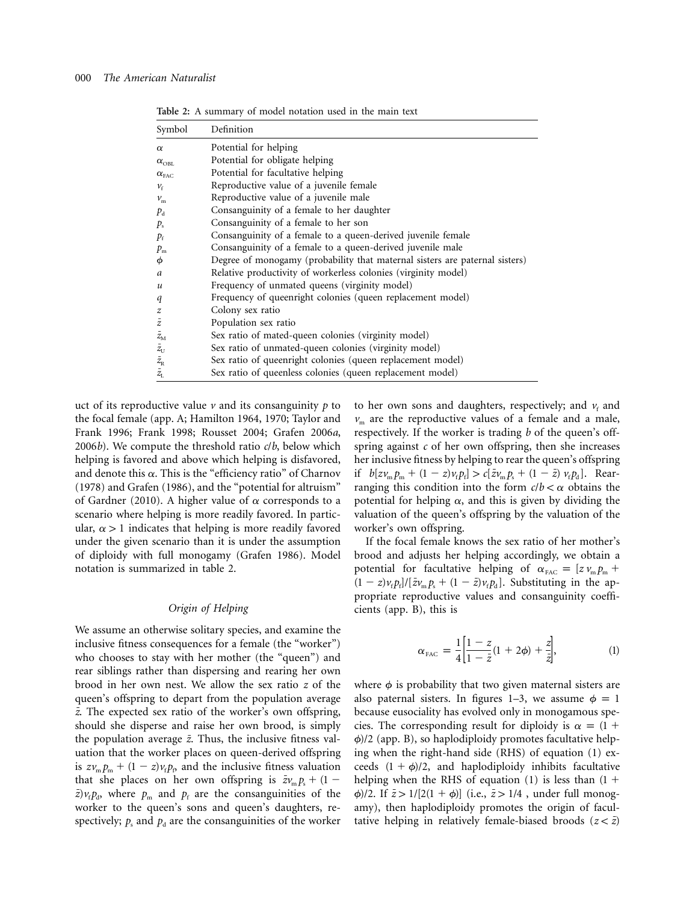**Table 2:** A summary of model notation used in the main text

| Symbol | Definition |
|---|---|
| $\alpha$ | Potential for helping |
| $\alpha_{OBL}$ | Potential for obligate helping |
| $\alpha_{FAC}$ | Potential for facultative helping |
| $v_f$ | Reproductive value of a juvenile female |
| $v_m$ | Reproductive value of a juvenile male |
| $p_d$ | Consanguinity of a female to her daughter |
| $p_s$ | Consanguinity of a female to her son |
| $p_f$ | Consanguinity of a female to a queen-derived juvenile female |
| $p_m$ | Consanguinity of a female to a queen-derived juvenile male |
| $\phi$ | Degree of monogamy (probability that maternal sisters are paternal sisters) |
| $a$ | Relative productivity of workerless colonies (virginity model) |
| $u$ | Frequency of unmated queens (virginity model) |
| $q$ | Frequency of queenright colonies (queen replacement model) |
| $z$ | Colony sex ratio |
| $\bar{z}$ | Population sex ratio |
| $\bar{z}_M$ | Sex ratio of mated-queen colonies (virginity model) |
| $\bar{z}_U$ | Sex ratio of unmated-queen colonies (virginity model) |
| $\bar{z}_R$ | Sex ratio of queenright colonies (queen replacement model) |
| $\bar{z}_L$ | Sex ratio of queenless colonies (queen replacement model) |

uct of its reproductive value $v$ and its consanguinity $p$ to the focal female (app. A; Hamilton 1964, 1970; Taylor and Frank 1996; Frank 1998; Rousset 2004; Grafen 2006*a*, 2006*b*). We compute the threshold ratio $c/b$, below which helping is favored and above which helping is disfavored, and denote this $\alpha$. This is the "efficiency ratio" of Charnov (1978) and Grafen (1986), and the "potential for altruism" of Gardner (2010). A higher value of $\alpha$ corresponds to a scenario where helping is more readily favored. In particular, $\alpha > 1$ indicates that helping is more readily favored under the given scenario than it is under the assumption of diploidy with full monogamy (Grafen 1986). Model notation is summarized in table 2.

### Origin of Helping

We assume an otherwise solitary species, and examine the inclusive fitness consequences for a female (the "worker") who chooses to stay with her mother (the "queen") and rear siblings rather than dispersing and rearing her own brood in her own nest. We allow the sex ratio $z$ of the queen's offspring to depart from the population average $\bar{z}$. The expected sex ratio of the worker's own offspring, should she disperse and raise her own brood, is simply the population average $\bar{z}$. Thus, the inclusive fitness valuation that the worker places on queen-derived offspring is $zv_m p_m + (1 - z)v_f p_f$, and the inclusive fitness valuation that she places on her own offspring is $\bar{z}v_m p_s + (1 - \bar{z})v_f p_d$, where $p_m$ and $p_f$ are the consanguinities of the worker to the queen's sons and queen's daughters, respectively; $p_s$ and $p_d$ are the consanguinities of the worker to her own sons and daughters, respectively; and $v_f$ and $v_m$ are the reproductive values of a female and a male, respectively. If the worker is trading $b$ of the queen's offspring against $c$ of her own offspring, then she increases her inclusive fitness by helping to rear the queen's offspring if $b[zv_m p_m + (1 - z)v_f p_f] > c[\bar{z}v_m p_s + (1 - \bar{z})v_f p_d]$. Rearranging this condition into the form $c/b < \alpha$ obtains the potential for helping $\alpha$, and this is given by dividing the valuation of the queen's offspring by the valuation of the worker's own offspring.

If the focal female knows the sex ratio of her mother's brood and adjusts her helping accordingly, we obtain a potential for facultative helping of $\alpha_{FAC} = [z v_m p_m + (1 - z)v_f p_f]/[\bar{z}v_m p_s + (1 - \bar{z})v_f p_d]$. Substituting in the appropriate reproductive values and consanguinity coefficients (app. B), this is

$$\alpha_{FAC} = \frac{1}{4}\left[\frac{1 - z}{1 - \bar{z}}(1 + 2\phi) + \frac{z}{\bar{z}}\right], \tag{1}$$

where $\phi$ is probability that two given maternal sisters are also paternal sisters. In figures 1–3, we assume $\phi = 1$ because eusociality has evolved only in monogamous species. The corresponding result for diploidy is $\alpha = (1 + \phi)/2$ (app. B), so haplodiploidy promotes facultative helping when the right-hand side (RHS) of equation (1) exceeds $(1 + \phi)/2$, and haplodiploidy inhibits facultative helping when the RHS of equation (1) is less than $(1 + \phi)/2$. If $\bar{z} > 1/[2(1 + \phi)]$ (i.e., $\bar{z} > 1/4$ , under full monogamy), then haplodiploidy promotes the origin of facultative helping in relatively female-biased broods ($z < \bar{z}$)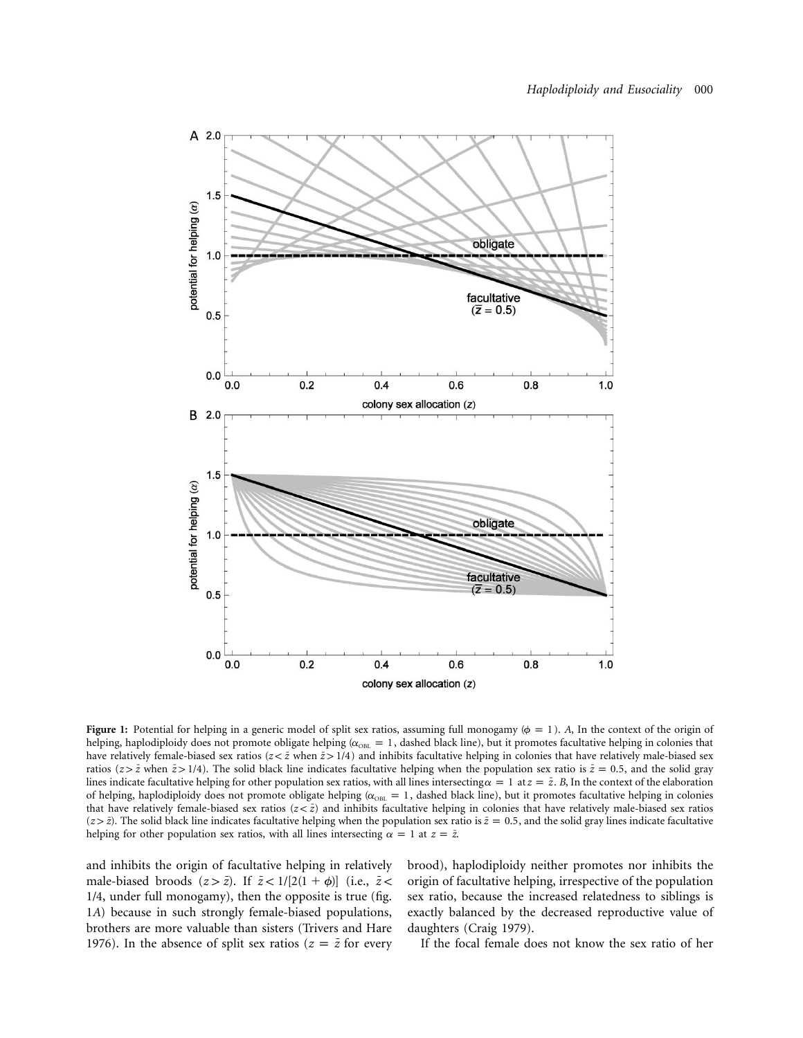**Figure 1:** Potential for helping in a generic model of split sex ratios, assuming full monogamy ($\phi = 1$). *A*, In the context of the origin of helping, haplodiploidy does not promote obligate helping ($\alpha_{OBL} = 1$, dashed black line), but it promotes facultative helping in colonies that have relatively female-biased sex ratios ($z < \bar{z}$ when $\bar{z} > 1/4$) and inhibits facultative helping in colonies that have relatively male-biased sex ratios ($z > \bar{z}$ when $\bar{z} > 1/4$). The solid black line indicates facultative helping when the population sex ratio is $\bar{z} = 0.5$, and the solid gray lines indicate facultative helping for other population sex ratios, with all lines intersecting $\alpha = 1$ at $z = \bar{z}$. *B*, In the context of the elaboration of helping, haplodiploidy does not promote obligate helping ($\alpha_{OBL} = 1$, dashed black line), but it promotes facultative helping in colonies that have relatively female-biased sex ratios ($z < \bar{z}$) and inhibits facultative helping in colonies that have relatively male-biased sex ratios ($z > \bar{z}$). The solid black line indicates facultative helping when the population sex ratio is $\bar{z} = 0.5$, and the solid gray lines indicate facultative helping for other population sex ratios, with all lines intersecting $\alpha = 1$ at $z = \bar{z}$.

and inhibits the origin of facultative helping in relatively male-biased broods ($z > \bar{z}$). If $\bar{z} < 1/[2(1 + \phi)]$ (i.e., $\bar{z} < 1/4$, under full monogamy), then the opposite is true (fig. 1*A*) because in such strongly female-biased populations, brothers are more valuable than sisters (Trivers and Hare 1976). In the absence of split sex ratios ($z = \bar{z}$ for every brood), haplodiploidy neither promotes nor inhibits the origin of facultative helping, irrespective of the population sex ratio, because the increased relatedness to siblings is exactly balanced by the decreased reproductive value of daughters (Craig 1979).

If the focal female does not know the sex ratio of her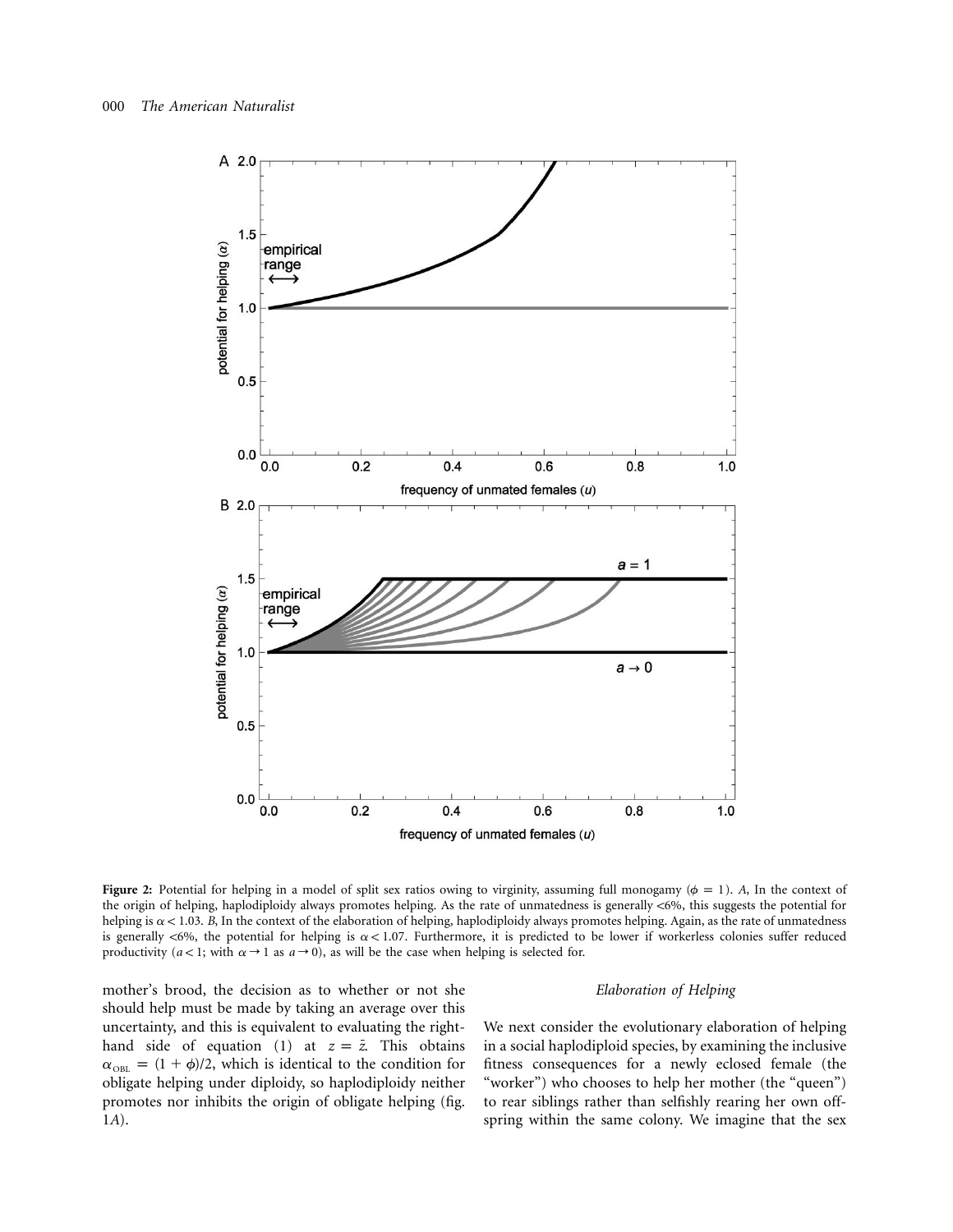**Figure 2:** Potential for helping in a model of split sex ratios owing to virginity, assuming full monogamy ($\phi = 1$). *A*, In the context of the origin of helping, haplodiploidy always promotes helping. As the rate of unmatedness is generally <6%, this suggests the potential for helping is $\alpha < 1.03$. *B*, In the context of the elaboration of helping, haplodiploidy always promotes helping. Again, as the rate of unmatedness is generally <6%, the potential for helping is $\alpha < 1.07$. Furthermore, it is predicted to be lower if workerless colonies suffer reduced productivity ($a < 1$; with $\alpha \to 1$ as $a \to 0$), as will be the case when helping is selected for.

mother's brood, the decision as to whether or not she should help must be made by taking an average over this uncertainty, and this is equivalent to evaluating the right-hand side of equation (1) at $z = \bar{z}$. This obtains $\alpha_{\mathrm{OBL}} = (1 + \phi)/2$, which is identical to the condition for obligate helping under diploidy, so haplodiploidy neither promotes nor inhibits the origin of obligate helping (fig. 1*A*).

### *Elaboration of Helping*

We next consider the evolutionary elaboration of helping in a social haplodiploid species, by examining the inclusive fitness consequences for a newly eclosed female (the "worker") who chooses to help her mother (the "queen") to rear siblings rather than selfishly rearing her own offspring within the same colony. We imagine that the sex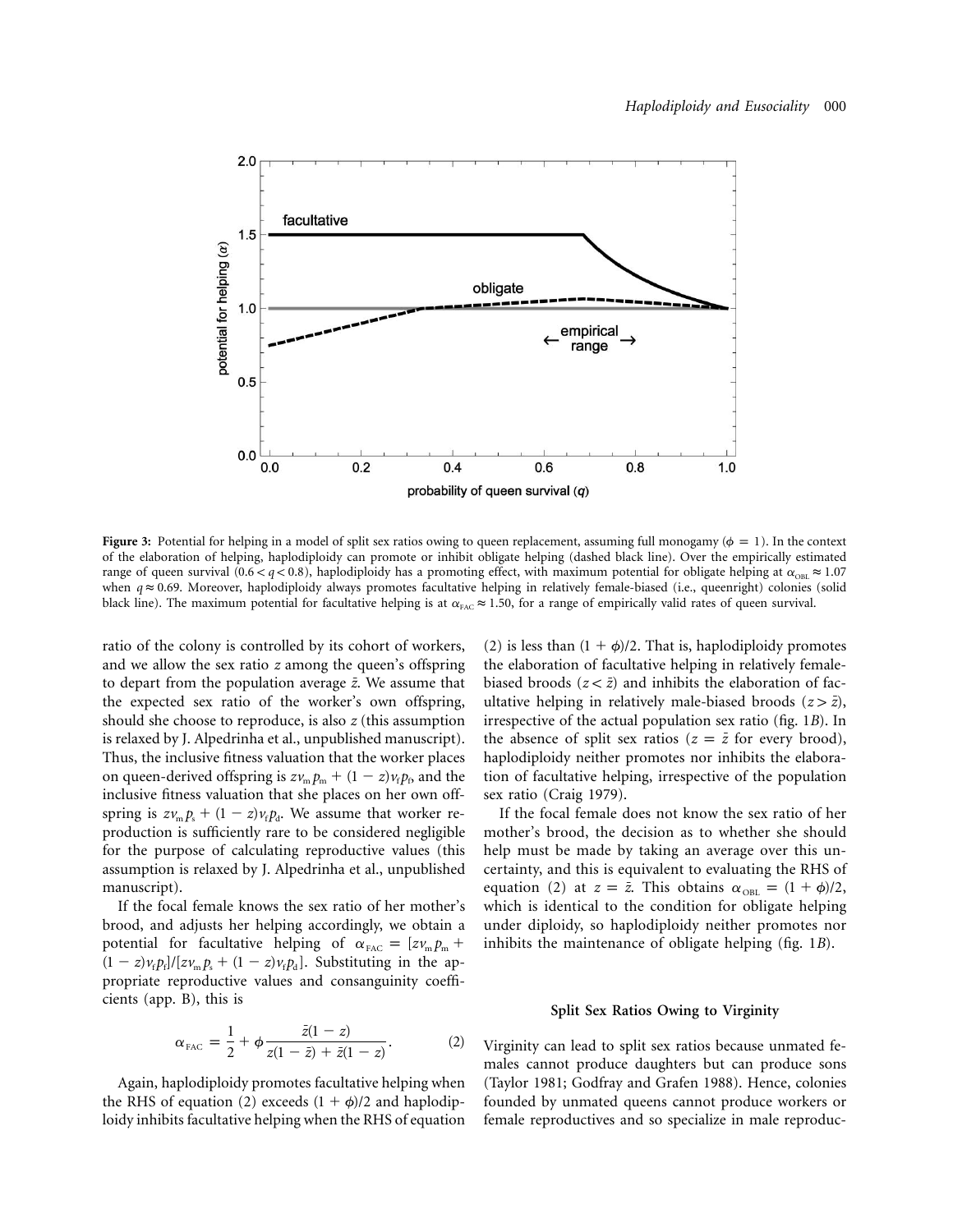Figure 3: Potential for helping in a model of split sex ratios owing to queen replacement, assuming full monogamy ($\phi = 1$). In the context of the elaboration of helping, haplodiploidy can promote or inhibit obligate helping (dashed black line). Over the empirically estimated range of queen survival ($0.6 < q < 0.8$), haplodiploidy has a promoting effect, with maximum potential for obligate helping at $\alpha_{\mathrm{OBL}} \approx 1.07$ when $q \approx 0.69$. Moreover, haplodiploidy always promotes facultative helping in relatively female-biased (i.e., queenright) colonies (solid black line). The maximum potential for facultative helping is at $\alpha_{\mathrm{FAC}} \approx 1.50$, for a range of empirically valid rates of queen survival.

ratio of the colony is controlled by its cohort of workers, and we allow the sex ratio $z$ among the queen's offspring to depart from the population average $\bar{z}$. We assume that the expected sex ratio of the worker's own offspring, should she choose to reproduce, is also $z$ (this assumption is relaxed by J. Alpedrinha et al., unpublished manuscript). Thus, the inclusive fitness valuation that the worker places on queen-derived offspring is $zv_{\mathrm{m}}p_{\mathrm{m}} + (1 - z)v_{\mathrm{f}}p_{\mathrm{f}}$, and the inclusive fitness valuation that she places on her own offspring is $zv_{\mathrm{m}}p_{\mathrm{s}} + (1 - z)v_{\mathrm{f}}p_{\mathrm{d}}$. We assume that worker reproduction is sufficiently rare to be considered negligible for the purpose of calculating reproductive values (this assumption is relaxed by J. Alpedrinha et al., unpublished manuscript).

If the focal female knows the sex ratio of her mother's brood, and adjusts her helping accordingly, we obtain a potential for facultative helping of $\alpha_{\mathrm{FAC}} = [zv_{\mathrm{m}}p_{\mathrm{m}} + (1 - z)v_{\mathrm{f}}p_{\mathrm{f}}]/[zv_{\mathrm{m}}p_{\mathrm{s}} + (1 - z)v_{\mathrm{f}}p_{\mathrm{d}}]$. Substituting in the appropriate reproductive values and consanguinity coefficients (app. B), this is

$$\alpha_{\mathrm{FAC}} = \frac{1}{2} + \phi\frac{\bar{z}(1 - z)}{z(1 - \bar{z}) + \bar{z}(1 - z)}. \qquad (2)$$

Again, haplodiploidy promotes facultative helping when the RHS of equation (2) exceeds $(1 + \phi)/2$ and haplodiploidy inhibits facultative helping when the RHS of equation (2) is less than $(1 + \phi)/2$. That is, haplodiploidy promotes the elaboration of facultative helping in relatively female-biased broods ($z < \bar{z}$) and inhibits the elaboration of facultative helping in relatively male-biased broods ($z > \bar{z}$), irrespective of the actual population sex ratio (fig. 1*B*). In the absence of split sex ratios ($z = \bar{z}$ for every brood), haplodiploidy neither promotes nor inhibits the elaboration of facultative helping, irrespective of the population sex ratio (Craig 1979).

If the focal female does not know the sex ratio of her mother's brood, the decision as to whether she should help must be made by taking an average over this uncertainty, and this is equivalent to evaluating the RHS of equation (2) at $z = \bar{z}$. This obtains $\alpha_{\mathrm{OBL}} = (1 + \phi)/2$, which is identical to the condition for obligate helping under diploidy, so haplodiploidy neither promotes nor inhibits the maintenance of obligate helping (fig. 1*B*).

### Split Sex Ratios Owing to Virginity

Virginity can lead to split sex ratios because unmated females cannot produce daughters but can produce sons (Taylor 1981; Godfray and Grafen 1988). Hence, colonies founded by unmated queens cannot produce workers or female reproductives and so specialize in male reproduc-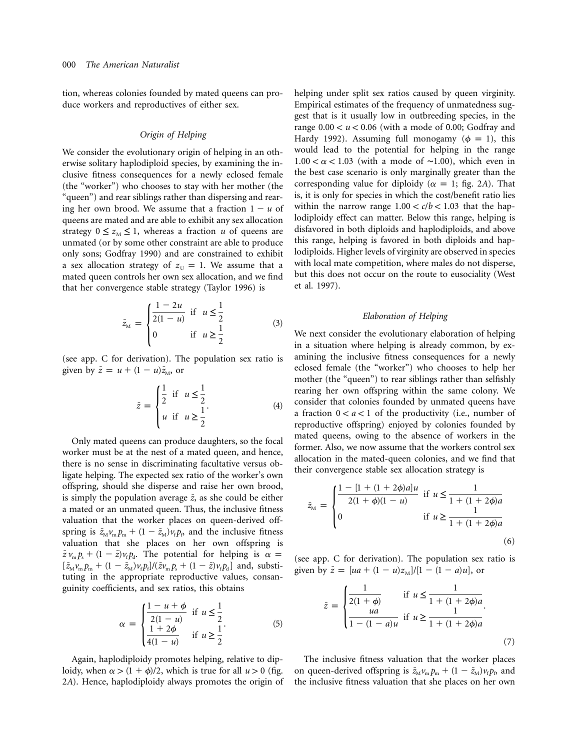tion, whereas colonies founded by mated queens can produce workers and reproductives of either sex.

### Origin of Helping

We consider the evolutionary origin of helping in an otherwise solitary haplodiploid species, by examining the inclusive fitness consequences for a newly eclosed female (the "worker") who chooses to stay with her mother (the "queen") and rear siblings rather than dispersing and rearing her own brood. We assume that a fraction $1 - u$ of queens are mated and are able to exhibit any sex allocation strategy $0 \leq z_{\mathrm{M}} \leq 1$, whereas a fraction $u$ of queens are unmated (or by some other constraint are able to produce only sons; Godfray 1990) and are constrained to exhibit a sex allocation strategy of $z_{\mathrm{U}} = 1$. We assume that a mated queen controls her own sex allocation, and we find that her convergence stable strategy (Taylor 1996) is

$$\bar{z}_{\mathrm{M}} = \begin{cases} \dfrac{1-2u}{2(1-u)} & \text{if} \quad u \leq \dfrac{1}{2} \\ 0 & \text{if} \quad u \geq \dfrac{1}{2} \end{cases} \tag{3}$$

(see app. C for derivation). The population sex ratio is given by $\bar{z} = u + (1-u)\bar{z}_{\mathrm{M}}$, or

$$\bar{z} = \begin{cases} \dfrac{1}{2} & \text{if} \quad u \leq \dfrac{1}{2} \\ u & \text{if} \quad u \geq \dfrac{1}{2} \end{cases}. \tag{4}$$

Only mated queens can produce daughters, so the focal worker must be at the nest of a mated queen, and hence, there is no sense in discriminating facultative versus obligate helping. The expected sex ratio of the worker's own offspring, should she disperse and raise her own brood, is simply the population average $\bar{z}$, as she could be either a mated or an unmated queen. Thus, the inclusive fitness valuation that the worker places on queen-derived offspring is $\bar{z}_{\mathrm{M}} v_{\mathrm{m}} p_{\mathrm{m}} + (1-\bar{z}_{\mathrm{M}}) v_{\mathrm{f}} p_{\mathrm{f}}$, and the inclusive fitness valuation that she places on her own offspring is $\bar{z} v_{\mathrm{m}} p_{\mathrm{s}} + (1-\bar{z}) v_{\mathrm{f}} p_{\mathrm{d}}$. The potential for helping is $\alpha = [\bar{z}_{\mathrm{M}} v_{\mathrm{m}} p_{\mathrm{m}} + (1-\bar{z}_{\mathrm{M}}) v_{\mathrm{f}} p_{\mathrm{f}}]/(\bar{z} v_{\mathrm{m}} p_{\mathrm{s}} + (1-\bar{z}) v_{\mathrm{f}} p_{\mathrm{d}}]$ and, substituting in the appropriate reproductive values, consanguinity coefficients, and sex ratios, this obtains

$$\alpha = \begin{cases} \dfrac{1-u+\phi}{2(1-u)} & \text{if} \quad u \leq \dfrac{1}{2} \\ \dfrac{1+2\phi}{4(1-u)} & \text{if} \quad u \geq \dfrac{1}{2} \end{cases}. \tag{5}$$

Again, haplodiploidy promotes helping, relative to diploidy, when $\alpha > (1+\phi)/2$, which is true for all $u > 0$ (fig. 2*A*). Hence, haplodiploidy always promotes the origin of helping under split sex ratios caused by queen virginity. Empirical estimates of the frequency of unmatedness suggest that is it usually low in outbreeding species, in the range $0.00 < u < 0.06$ (with a mode of 0.00; Godfray and Hardy 1992). Assuming full monogamy ($\phi = 1$), this would lead to the potential for helping in the range $1.00 < \alpha < 1.03$ (with a mode of ~1.00), which even in the best case scenario is only marginally greater than the corresponding value for diploidy ($\alpha = 1$; fig. 2*A*). That is, it is only for species in which the cost/benefit ratio lies within the narrow range $1.00 < c/b < 1.03$ that the haplodiploidy effect can matter. Below this range, helping is disfavored in both diploids and haplodiploids, and above this range, helping is favored in both diploids and haplodiploids. Higher levels of virginity are observed in species with local mate competition, where males do not disperse, but this does not occur on the route to eusociality (West et al. 1997).

### Elaboration of Helping

We next consider the evolutionary elaboration of helping in a situation where helping is already common, by examining the inclusive fitness consequences for a newly eclosed female (the "worker") who chooses to help her mother (the "queen") to rear siblings rather than selfishly rearing her own offspring within the same colony. We consider that colonies founded by unmated queens have a fraction $0 < a < 1$ of the productivity (i.e., number of reproductive offspring) enjoyed by colonies founded by mated queens, owing to the absence of workers in the former. Also, we now assume that the workers control sex allocation in the mated-queen colonies, and we find that their convergence stable sex allocation strategy is

$$\bar{z}_{\mathrm{M}} = \begin{cases} \dfrac{1-[1+(1+2\phi)a]u}{2(1+\phi)(1-u)} & \text{if} \quad u \leq \dfrac{1}{1+(1+2\phi)a} \\ 0 & \text{if} \quad u \geq \dfrac{1}{1+(1+2\phi)a} \end{cases} \tag{6}$$

(see app. C for derivation). The population sex ratio is given by $\bar{z} = [ua + (1-u)z_{\mathrm{M}}]/[1-(1-a)u]$, or

$$\bar{z} = \begin{cases} \dfrac{1}{2(1+\phi)} & \text{if} \quad u \leq \dfrac{1}{1+(1+2\phi)a} \\ \dfrac{ua}{1-(1-a)u} & \text{if} \quad u \geq \dfrac{1}{1+(1+2\phi)a} \end{cases}. \tag{7}$$

The inclusive fitness valuation that the worker places on queen-derived offspring is $\bar{z}_{\mathrm{M}} v_{\mathrm{m}} p_{\mathrm{m}} + (1-\bar{z}_{\mathrm{M}}) v_{\mathrm{f}} p_{\mathrm{f}}$, and the inclusive fitness valuation that she places on her own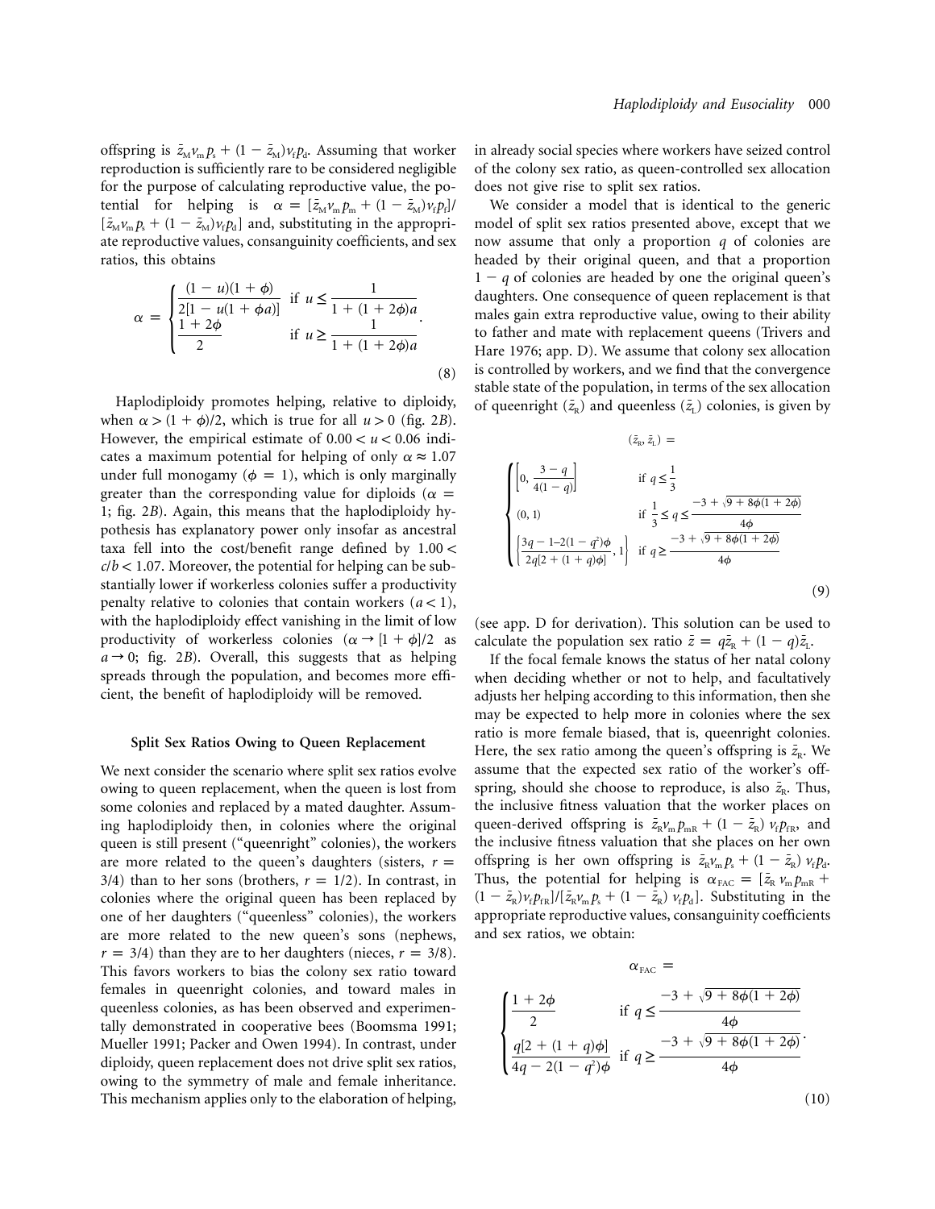offspring is $\bar{z}_M v_m p_s + (1 - \bar{z}_M) v_f p_d$. Assuming that worker reproduction is sufficiently rare to be considered negligible for the purpose of calculating reproductive value, the potential for helping is $\alpha = [\bar{z}_M v_m p_m + (1 - \bar{z}_M) v_f p_f]/[\bar{z}_M v_m p_s + (1 - \bar{z}_M) v_f p_d]$ and, substituting in the appropriate reproductive values, consanguinity coefficients, and sex ratios, this obtains

$$\alpha = \begin{cases} \dfrac{(1-u)(1+\phi)}{2[1-u(1+\phi a)]} & \text{if } u \leq \dfrac{1}{1+(1+2\phi)a} \\ \dfrac{1+2\phi}{2} & \text{if } u \geq \dfrac{1}{1+(1+2\phi)a} \end{cases}. \tag{8}$$

Haplodiploidy promotes helping, relative to diploidy, when $\alpha > (1+\phi)/2$, which is true for all $u > 0$ (fig. 2*B*). However, the empirical estimate of $0.00 < u < 0.06$ indicates a maximum potential for helping of only $\alpha \approx 1.07$ under full monogamy ($\phi = 1$), which is only marginally greater than the corresponding value for diploids ($\alpha = 1$; fig. 2*B*). Again, this means that the haplodiploidy hypothesis has explanatory power only insofar as ancestral taxa fell into the cost/benefit range defined by $1.00 < c/b < 1.07$. Moreover, the potential for helping can be substantially lower if workerless colonies suffer a productivity penalty relative to colonies that contain workers ($a < 1$), with the haplodiploidy effect vanishing in the limit of low productivity of workerless colonies ($\alpha \to [1+\phi]/2$ as $a \to 0$; fig. 2*B*). Overall, this suggests that as helping spreads through the population, and becomes more efficient, the benefit of haplodiploidy will be removed.

### Split Sex Ratios Owing to Queen Replacement

We next consider the scenario where split sex ratios evolve owing to queen replacement, when the queen is lost from some colonies and replaced by a mated daughter. Assuming haplodiploidy then, in colonies where the original queen is still present ("queenright" colonies), the workers are more related to the queen's daughters (sisters, $r = 3/4$) than to her sons (brothers, $r = 1/2$). In contrast, in colonies where the original queen has been replaced by one of her daughters ("queenless" colonies), the workers are more related to the new queen's sons (nephews, $r = 3/4$) than they are to her daughters (nieces, $r = 3/8$). This favors workers to bias the colony sex ratio toward females in queenright colonies, and toward males in queenless colonies, as has been observed and experimentally demonstrated in cooperative bees (Boomsma 1991; Mueller 1991; Packer and Owen 1994). In contrast, under diploidy, queen replacement does not drive split sex ratios, owing to the symmetry of male and female inheritance. This mechanism applies only to the elaboration of helping, in already social species where workers have seized control of the colony sex ratio, as queen-controlled sex allocation does not give rise to split sex ratios.

We consider a model that is identical to the generic model of split sex ratios presented above, except that we now assume that only a proportion $q$ of colonies are headed by their original queen, and that a proportion $1 - q$ of colonies are headed by one the original queen's daughters. One consequence of queen replacement is that males gain extra reproductive value, owing to their ability to father and mate with replacement queens (Trivers and Hare 1976; app. D). We assume that colony sex allocation is controlled by workers, and we find that the convergence stable state of the population, in terms of the sex allocation of queenright ($\bar{z}_R$) and queenless ($\bar{z}_L$) colonies, is given by

$$(\bar{z}_R, \bar{z}_L) = \begin{cases} \left[0, \dfrac{3-q}{4(1-q)}\right] & \text{if } q \leq \dfrac{1}{3} \\ (0, 1) & \text{if } \dfrac{1}{3} \leq q \leq \dfrac{-3+\sqrt{9+8\phi(1+2\phi)}}{4\phi} \\ \left\{\dfrac{3q-1-2(1-q^2)\phi}{2q[2+(1+q)\phi]}, 1\right\} & \text{if } q \geq \dfrac{-3+\sqrt{9+8\phi(1+2\phi)}}{4\phi} \end{cases} \tag{9}$$

(see app. D for derivation). This solution can be used to calculate the population sex ratio $\bar{z} = q\bar{z}_R + (1-q)\bar{z}_L$.

If the focal female knows the status of her natal colony when deciding whether or not to help, and facultatively adjusts her helping according to this information, then she may be expected to help more in colonies where the sex ratio is more female biased, that is, queenright colonies. Here, the sex ratio among the queen's offspring is $\bar{z}_R$. We assume that the expected sex ratio of the worker's offspring, should she choose to reproduce, is also $\bar{z}_R$. Thus, the inclusive fitness valuation that the worker places on queen-derived offspring is $\bar{z}_R v_m p_{mR} + (1 - \bar{z}_R) v_f p_{fR}$, and the inclusive fitness valuation that she places on her own offspring is her own offspring is $\bar{z}_R v_m p_s + (1 - \bar{z}_R) v_f p_d$. Thus, the potential for helping is $\alpha_{FAC} = [\bar{z}_R v_m p_{mR} + (1 - \bar{z}_R) v_f p_{fR}]/[\bar{z}_R v_m p_s + (1 - \bar{z}_R) v_f p_d]$. Substituting in the appropriate reproductive values, consanguinity coefficients and sex ratios, we obtain:

$$\alpha_{FAC} = \begin{cases} \dfrac{1+2\phi}{2} & \text{if } q \leq \dfrac{-3+\sqrt{9+8\phi(1+2\phi)}}{4\phi} \\ \dfrac{q[2+(1+q)\phi]}{4q-2(1-q^2)\phi} & \text{if } q \geq \dfrac{-3+\sqrt{9+8\phi(1+2\phi)}}{4\phi} \end{cases}. \tag{10}$$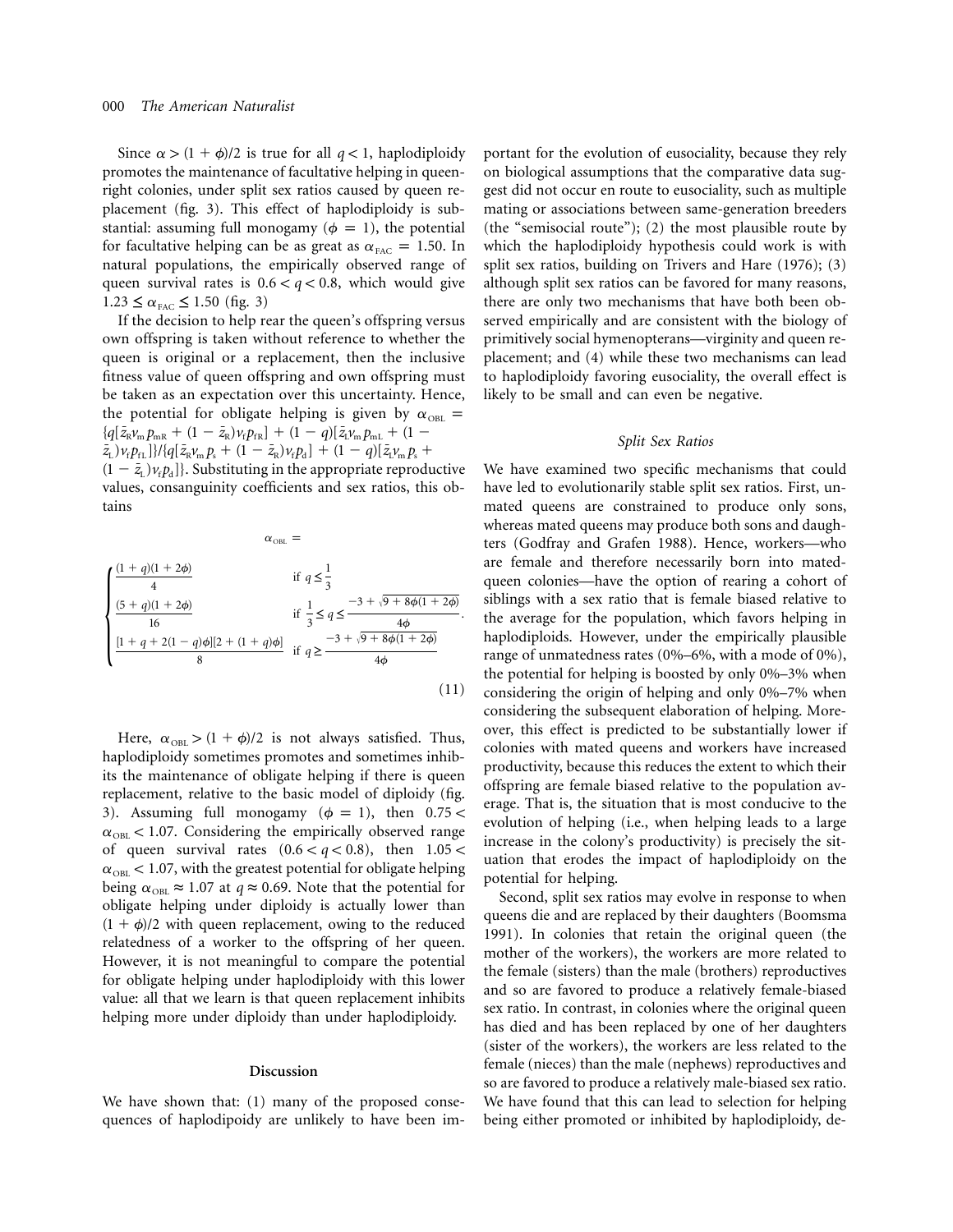Since $\alpha > (1 + \phi)/2$ is true for all $q < 1$, haplodiploidy promotes the maintenance of facultative helping in queen-right colonies, under split sex ratios caused by queen replacement (fig. 3). This effect of haplodiploidy is substantial: assuming full monogamy ($\phi = 1$), the potential for facultative helping can be as great as $\alpha_{\text{FAC}} = 1.50$. In natural populations, the empirically observed range of queen survival rates is $0.6 < q < 0.8$, which would give $1.23 \leq \alpha_{\text{FAC}} \leq 1.50$ (fig. 3)

If the decision to help rear the queen's offspring versus own offspring is taken without reference to whether the queen is original or a replacement, then the inclusive fitness value of queen offspring and own offspring must be taken as an expectation over this uncertainty. Hence, the potential for obligate helping is given by $\alpha_{\text{OBL}} = \{q[\bar{z}_{\text{R}} v_{\text{m}} p_{\text{mR}} + (1 - \bar{z}_{\text{R}}) v_{\text{f}} p_{\text{fR}}] + (1 - q)[\bar{z}_{\text{L}} v_{\text{m}} p_{\text{mL}} + (1 - \bar{z}_{\text{L}}) v_{\text{f}} p_{\text{fL}}]\}/\{q[\bar{z}_{\text{R}} v_{\text{m}} p_{\text{s}} + (1 - \bar{z}_{\text{R}}) v_{\text{f}} p_{\text{d}}] + (1 - q)[\bar{z}_{\text{L}} v_{\text{m}} p_{\text{s}} + (1 - \bar{z}_{\text{L}}) v_{\text{f}} p_{\text{d}}]\}$. Substituting in the appropriate reproductive values, consanguinity coefficients and sex ratios, this obtains

$$\alpha_{\text{OBL}} =$$

$$\begin{cases} \dfrac{(1 + q)(1 + 2\phi)}{4} & \text{if } q \leq \dfrac{1}{3} \\ \dfrac{(5 + q)(1 + 2\phi)}{16} & \text{if } \dfrac{1}{3} \leq q \leq \dfrac{-3 + \sqrt{9 + 8\phi(1 + 2\phi)}}{4\phi} \\ \dfrac{[1 + q + 2(1 - q)\phi][2 + (1 + q)\phi]}{8} & \text{if } q \geq \dfrac{-3 + \sqrt{9 + 8\phi(1 + 2\phi)}}{4\phi} \end{cases}. \quad (11)$$

Here, $\alpha_{\text{OBL}} > (1 + \phi)/2$ is not always satisfied. Thus, haplodiploidy sometimes promotes and sometimes inhibits the maintenance of obligate helping if there is queen replacement, relative to the basic model of diploidy (fig. 3). Assuming full monogamy ($\phi = 1$), then $0.75 < \alpha_{\text{OBL}} < 1.07$. Considering the empirically observed range of queen survival rates ($0.6 < q < 0.8$), then $1.05 < \alpha_{\text{OBL}} < 1.07$, with the greatest potential for obligate helping being $\alpha_{\text{OBL}} \approx 1.07$ at $q \approx 0.69$. Note that the potential for obligate helping under diploidy is actually lower than $(1 + \phi)/2$ with queen replacement, owing to the reduced relatedness of a worker to the offspring of her queen. However, it is not meaningful to compare the potential for obligate helping under haplodiploidy with this lower value: all that we learn is that queen replacement inhibits helping more under diploidy than under haplodiploidy.

## Discussion

We have shown that: (1) many of the proposed consequences of haplodipoidy are unlikely to have been important for the evolution of eusociality, because they rely on biological assumptions that the comparative data suggest did not occur en route to eusociality, such as multiple mating or associations between same-generation breeders (the "semisocial route"); (2) the most plausible route by which the haplodiploidy hypothesis could work is with split sex ratios, building on Trivers and Hare (1976); (3) although split sex ratios can be favored for many reasons, there are only two mechanisms that have both been observed empirically and are consistent with the biology of primitively social hymenopterans—virginity and queen replacement; and (4) while these two mechanisms can lead to haplodiploidy favoring eusociality, the overall effect is likely to be small and can even be negative.

### *Split Sex Ratios*

We have examined two specific mechanisms that could have led to evolutionarily stable split sex ratios. First, unmated queens are constrained to produce only sons, whereas mated queens may produce both sons and daughters (Godfray and Grafen 1988). Hence, workers—who are female and therefore necessarily born into mated-queen colonies—have the option of rearing a cohort of siblings with a sex ratio that is female biased relative to the average for the population, which favors helping in haplodiploids. However, under the empirically plausible range of unmatedness rates (0%–6%, with a mode of 0%), the potential for helping is boosted by only 0%–3% when considering the origin of helping and only 0%–7% when considering the subsequent elaboration of helping. Moreover, this effect is predicted to be substantially lower if colonies with mated queens and workers have increased productivity, because this reduces the extent to which their offspring are female biased relative to the population average. That is, the situation that is most conducive to the evolution of helping (i.e., when helping leads to a large increase in the colony's productivity) is precisely the situation that erodes the impact of haplodiploidy on the potential for helping.

Second, split sex ratios may evolve in response to when queens die and are replaced by their daughters (Boomsma 1991). In colonies that retain the original queen (the mother of the workers), the workers are more related to the female (sisters) than the male (brothers) reproductives and so are favored to produce a relatively female-biased sex ratio. In contrast, in colonies where the original queen has died and has been replaced by one of her daughters (sister of the workers), the workers are less related to the female (nieces) than the male (nephews) reproductives and so are favored to produce a relatively male-biased sex ratio. We have found that this can lead to selection for helping being either promoted or inhibited by haplodiploidy, de-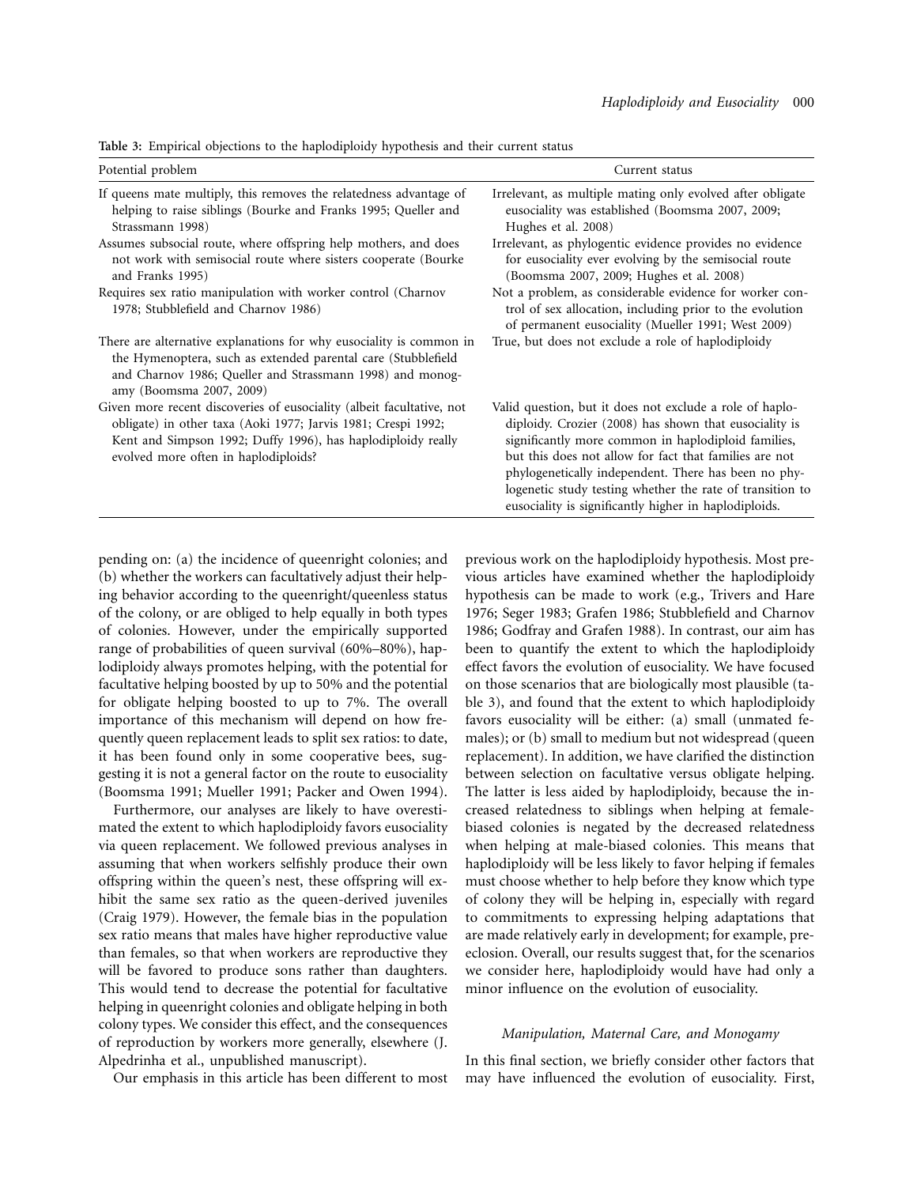**Table 3:** Empirical objections to the haplodiploidy hypothesis and their current status

| Potential problem | Current status |
|---|---|
| If queens mate multiply, this removes the relatedness advantage of helping to raise siblings (Bourke and Franks 1995; Queller and Strassmann 1998) | Irrelevant, as multiple mating only evolved after obligate eusociality was established (Boomsma 2007, 2009; Hughes et al. 2008) |
| Assumes subsocial route, where offspring help mothers, and does not work with semisocial route where sisters cooperate (Bourke and Franks 1995) | Irrelevant, as phylogentic evidence provides no evidence for eusociality ever evolving by the semisocial route (Boomsma 2007, 2009; Hughes et al. 2008) |
| Requires sex ratio manipulation with worker control (Charnov 1978; Stubblefield and Charnov 1986) | Not a problem, as considerable evidence for worker control of sex allocation, including prior to the evolution of permanent eusociality (Mueller 1991; West 2009) |
| There are alternative explanations for why eusociality is common in the Hymenoptera, such as extended parental care (Stubblefield and Charnov 1986; Queller and Strassmann 1998) and monogamy (Boomsma 2007, 2009) | True, but does not exclude a role of haplodiploidy |
| Given more recent discoveries of eusociality (albeit facultative, not obligate) in other taxa (Aoki 1977; Jarvis 1981; Crespi 1992; Kent and Simpson 1992; Duffy 1996), has haplodiploidy really evolved more often in haplodiploids? | Valid question, but it does not exclude a role of haplodiploidy. Crozier (2008) has shown that eusociality is significantly more common in haplodiploid families, but this does not allow for fact that families are not phylogenetically independent. There has been no phylogenetic study testing whether the rate of transition to eusociality is significantly higher in haplodiploids. |

pending on: (a) the incidence of queenright colonies; and (b) whether the workers can facultatively adjust their helping behavior according to the queenright/queenless status of the colony, or are obliged to help equally in both types of colonies. However, under the empirically supported range of probabilities of queen survival (60%–80%), haplodiploidy always promotes helping, with the potential for facultative helping boosted by up to 50% and the potential for obligate helping boosted to up to 7%. The overall importance of this mechanism will depend on how frequently queen replacement leads to split sex ratios: to date, it has been found only in some cooperative bees, suggesting it is not a general factor on the route to eusociality (Boomsma 1991; Mueller 1991; Packer and Owen 1994).

Furthermore, our analyses are likely to have overestimated the extent to which haplodiploidy favors eusociality via queen replacement. We followed previous analyses in assuming that when workers selfishly produce their own offspring within the queen's nest, these offspring will exhibit the same sex ratio as the queen-derived juveniles (Craig 1979). However, the female bias in the population sex ratio means that males have higher reproductive value than females, so that when workers are reproductive they will be favored to produce sons rather than daughters. This would tend to decrease the potential for facultative helping in queenright colonies and obligate helping in both colony types. We consider this effect, and the consequences of reproduction by workers more generally, elsewhere (J. Alpedrinha et al., unpublished manuscript).

Our emphasis in this article has been different to most previous work on the haplodiploidy hypothesis. Most previous articles have examined whether the haplodiploidy hypothesis can be made to work (e.g., Trivers and Hare 1976; Seger 1983; Grafen 1986; Stubblefield and Charnov 1986; Godfray and Grafen 1988). In contrast, our aim has been to quantify the extent to which the haplodiploidy effect favors the evolution of eusociality. We have focused on those scenarios that are biologically most plausible (table 3), and found that the extent to which haplodiploidy favors eusociality will be either: (a) small (unmated females); or (b) small to medium but not widespread (queen replacement). In addition, we have clarified the distinction between selection on facultative versus obligate helping. The latter is less aided by haplodiploidy, because the increased relatedness to siblings when helping at female-biased colonies is negated by the decreased relatedness when helping at male-biased colonies. This means that haplodiploidy will be less likely to favor helping if females must choose whether to help before they know which type of colony they will be helping in, especially with regard to commitments to expressing helping adaptations that are made relatively early in development; for example, pre-eclosion. Overall, our results suggest that, for the scenarios we consider here, haplodiploidy would have had only a minor influence on the evolution of eusociality.

### *Manipulation, Maternal Care, and Monogamy*

In this final section, we briefly consider other factors that may have influenced the evolution of eusociality. First,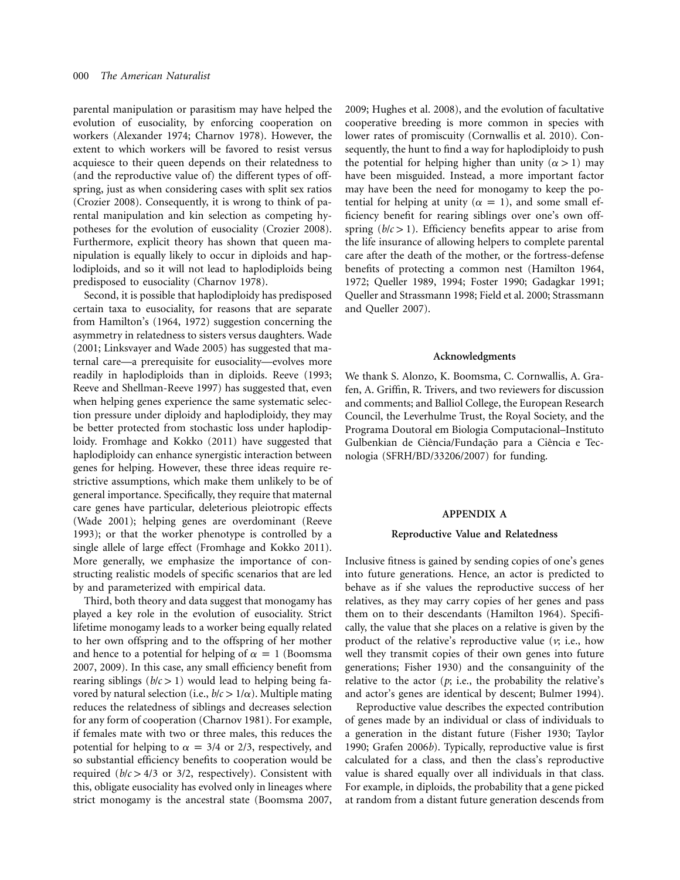parental manipulation or parasitism may have helped the evolution of eusociality, by enforcing cooperation on workers (Alexander 1974; Charnov 1978). However, the extent to which workers will be favored to resist versus acquiesce to their queen depends on their relatedness to (and the reproductive value of) the different types of offspring, just as when considering cases with split sex ratios (Crozier 2008). Consequently, it is wrong to think of parental manipulation and kin selection as competing hypotheses for the evolution of eusociality (Crozier 2008). Furthermore, explicit theory has shown that queen manipulation is equally likely to occur in diploids and haplodiploids, and so it will not lead to haplodiploids being predisposed to eusociality (Charnov 1978).

Second, it is possible that haplodiploidy has predisposed certain taxa to eusociality, for reasons that are separate from Hamilton's (1964, 1972) suggestion concerning the asymmetry in relatedness to sisters versus daughters. Wade (2001; Linksvayer and Wade 2005) has suggested that maternal care—a prerequisite for eusociality—evolves more readily in haplodiploids than in diploids. Reeve (1993; Reeve and Shellman-Reeve 1997) has suggested that, even when helping genes experience the same systematic selection pressure under diploidy and haplodiploidy, they may be better protected from stochastic loss under haplodiploidy. Fromhage and Kokko (2011) have suggested that haplodiploidy can enhance synergistic interaction between genes for helping. However, these three ideas require restrictive assumptions, which make them unlikely to be of general importance. Specifically, they require that maternal care genes have particular, deleterious pleiotropic effects (Wade 2001); helping genes are overdominant (Reeve 1993); or that the worker phenotype is controlled by a single allele of large effect (Fromhage and Kokko 2011). More generally, we emphasize the importance of constructing realistic models of specific scenarios that are led by and parameterized with empirical data.

Third, both theory and data suggest that monogamy has played a key role in the evolution of eusociality. Strict lifetime monogamy leads to a worker being equally related to her own offspring and to the offspring of her mother and hence to a potential for helping of $\alpha = 1$ (Boomsma 2007, 2009). In this case, any small efficiency benefit from rearing siblings ($b/c > 1$) would lead to helping being favored by natural selection (i.e., $b/c > 1/\alpha$). Multiple mating reduces the relatedness of siblings and decreases selection for any form of cooperation (Charnov 1981). For example, if females mate with two or three males, this reduces the potential for helping to $\alpha = 3/4$ or $2/3$, respectively, and so substantial efficiency benefits to cooperation would be required ($b/c > 4/3$ or $3/2$, respectively). Consistent with this, obligate eusociality has evolved only in lineages where strict monogamy is the ancestral state (Boomsma 2007, 2009; Hughes et al. 2008), and the evolution of facultative cooperative breeding is more common in species with lower rates of promiscuity (Cornwallis et al. 2010). Consequently, the hunt to find a way for haplodiploidy to push the potential for helping higher than unity ($\alpha > 1$) may have been misguided. Instead, a more important factor may have been the need for monogamy to keep the potential for helping at unity ($\alpha = 1$), and some small efficiency benefit for rearing siblings over one's own offspring ($b/c > 1$). Efficiency benefits appear to arise from the life insurance of allowing helpers to complete parental care after the death of the mother, or the fortress-defense benefits of protecting a common nest (Hamilton 1964, 1972; Queller 1989, 1994; Foster 1990; Gadagkar 1991; Queller and Strassmann 1998; Field et al. 2000; Strassmann and Queller 2007).

## Acknowledgments

We thank S. Alonzo, K. Boomsma, C. Cornwallis, A. Grafen, A. Griffin, R. Trivers, and two reviewers for discussion and comments; and Balliol College, the European Research Council, the Leverhulme Trust, the Royal Society, and the Programa Doutoral em Biologia Computacional–Instituto Gulbenkian de Ciência/Fundação para a Ciência e Tecnologia (SFRH/BD/33206/2007) for funding.

## APPENDIX A

### Reproductive Value and Relatedness

Inclusive fitness is gained by sending copies of one's genes into future generations. Hence, an actor is predicted to behave as if she values the reproductive success of her relatives, as they may carry copies of her genes and pass them on to their descendants (Hamilton 1964). Specifically, the value that she places on a relative is given by the product of the relative's reproductive value ($v$; i.e., how well they transmit copies of their own genes into future generations; Fisher 1930) and the consanguinity of the relative to the actor ($p$; i.e., the probability the relative's and actor's genes are identical by descent; Bulmer 1994).

Reproductive value describes the expected contribution of genes made by an individual or class of individuals to a generation in the distant future (Fisher 1930; Taylor 1990; Grafen 2006*b*). Typically, reproductive value is first calculated for a class, and then the class's reproductive value is shared equally over all individuals in that class. For example, in diploids, the probability that a gene picked at random from a distant future generation descends from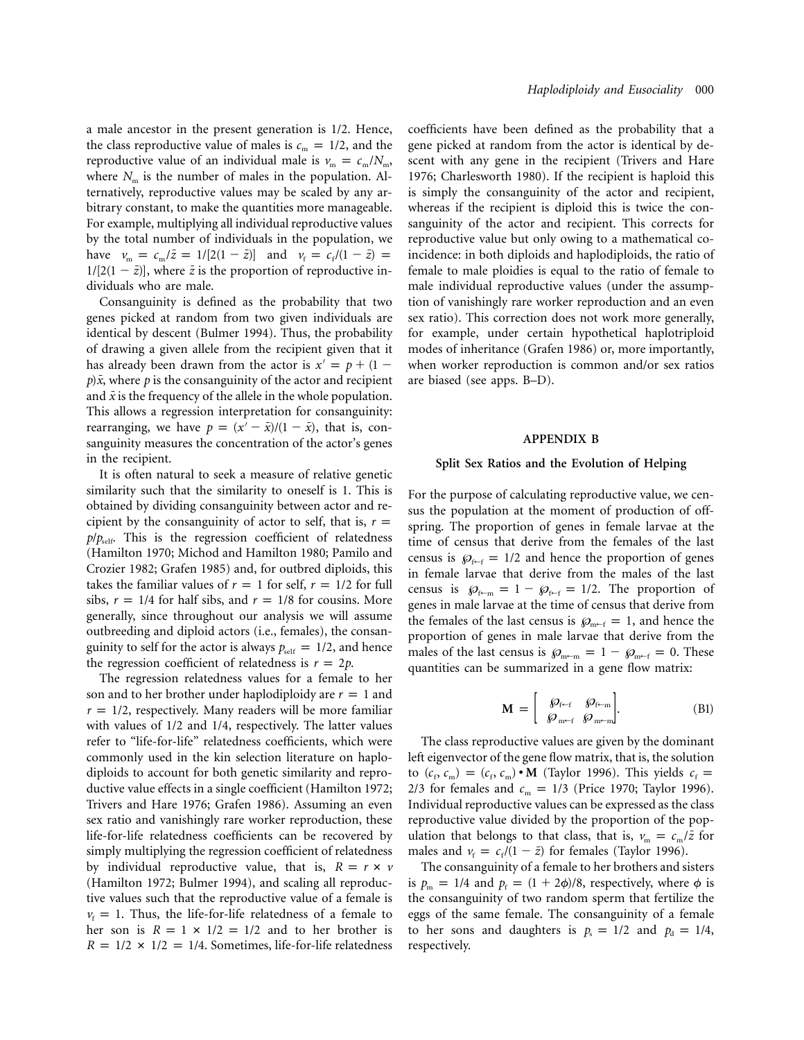a male ancestor in the present generation is 1/2. Hence, the class reproductive value of males is $c_m = 1/2$, and the reproductive value of an individual male is $v_m = c_m/N_m$, where $N_m$ is the number of males in the population. Alternatively, reproductive values may be scaled by any arbitrary constant, to make the quantities more manageable. For example, multiplying all individual reproductive values by the total number of individuals in the population, we have $v_m = c_m/\bar{z} = 1/[2(1-\bar{z})]$ and $v_f = c_f/(1-\bar{z}) = 1/[2(1-\bar{z})]$, where $\bar{z}$ is the proportion of reproductive individuals who are male.

Consanguinity is defined as the probability that two genes picked at random from two given individuals are identical by descent (Bulmer 1994). Thus, the probability of drawing a given allele from the recipient given that it has already been drawn from the actor is $x' = p + (1-p)\bar{x}$, where $p$ is the consanguinity of the actor and recipient and $\bar{x}$ is the frequency of the allele in the whole population. This allows a regression interpretation for consanguinity: rearranging, we have $p = (x' - \bar{x})/(1-\bar{x})$, that is, consanguinity measures the concentration of the actor's genes in the recipient.

It is often natural to seek a measure of relative genetic similarity such that the similarity to oneself is 1. This is obtained by dividing consanguinity between actor and recipient by the consanguinity of actor to self, that is, $r = p/p_{\text{self}}$. This is the regression coefficient of relatedness (Hamilton 1970; Michod and Hamilton 1980; Pamilo and Crozier 1982; Grafen 1985) and, for outbred diploids, this takes the familiar values of $r = 1$ for self, $r = 1/2$ for full sibs, $r = 1/4$ for half sibs, and $r = 1/8$ for cousins. More generally, since throughout our analysis we will assume outbreeding and diploid actors (i.e., females), the consanguinity to self for the actor is always $p_{\text{self}} = 1/2$, and hence the regression coefficient of relatedness is $r = 2p$.

The regression relatedness values for a female to her son and to her brother under haplodiploidy are $r = 1$ and $r = 1/2$, respectively. Many readers will be more familiar with values of 1/2 and 1/4, respectively. The latter values refer to "life-for-life" relatedness coefficients, which were commonly used in the kin selection literature on haplodiploids to account for both genetic similarity and reproductive value effects in a single coefficient (Hamilton 1972; Trivers and Hare 1976; Grafen 1986). Assuming an even sex ratio and vanishingly rare worker reproduction, these life-for-life relatedness coefficients can be recovered by simply multiplying the regression coefficient of relatedness by individual reproductive value, that is, $R = r \times v$ (Hamilton 1972; Bulmer 1994), and scaling all reproductive values such that the reproductive value of a female is $v_f = 1$. Thus, the life-for-life relatedness of a female to her son is $R = 1 \times 1/2 = 1/2$ and to her brother is $R = 1/2 \times 1/2 = 1/4$. Sometimes, life-for-life relatedness coefficients have been defined as the probability that a gene picked at random from the actor is identical by descent with any gene in the recipient (Trivers and Hare 1976; Charlesworth 1980). If the recipient is haploid this is simply the consanguinity of the actor and recipient, whereas if the recipient is diploid this is twice the consanguinity of the actor and recipient. This corrects for reproductive value but only owing to a mathematical coincidence: in both diploids and haplodiploids, the ratio of female to male ploidies is equal to the ratio of female to male individual reproductive values (under the assumption of vanishingly rare worker reproduction and an even sex ratio). This correction does not work more generally, for example, under certain hypothetical haplotriploid modes of inheritance (Grafen 1986) or, more importantly, when worker reproduction is common and/or sex ratios are biased (see apps. B–D).

## APPENDIX B

### Split Sex Ratios and the Evolution of Helping

For the purpose of calculating reproductive value, we census the population at the moment of production of offspring. The proportion of genes in female larvae at the time of census that derive from the females of the last census is $\wp_{f\leftarrow f} = 1/2$ and hence the proportion of genes in female larvae that derive from the males of the last census is $\wp_{f\leftarrow m} = 1 - \wp_{f\leftarrow f} = 1/2$. The proportion of genes in male larvae at the time of census that derive from the females of the last census is $\wp_{m\leftarrow f} = 1$, and hence the proportion of genes in male larvae that derive from the males of the last census is $\wp_{m\leftarrow m} = 1 - \wp_{m\leftarrow f} = 0$. These quantities can be summarized in a gene flow matrix:

$$\mathbf{M} = \begin{bmatrix} \wp_{f\leftarrow f} & \wp_{f\leftarrow m} \\ \wp_{m\leftarrow f} & \wp_{m\leftarrow m} \end{bmatrix}. \tag{B1}$$

The class reproductive values are given by the dominant left eigenvector of the gene flow matrix, that is, the solution to $(c_f, c_m) = (c_f, c_m) \bullet \mathbf{M}$ (Taylor 1996). This yields $c_f = 2/3$ for females and $c_m = 1/3$ (Price 1970; Taylor 1996). Individual reproductive values can be expressed as the class reproductive value divided by the proportion of the population that belongs to that class, that is, $v_m = c_m/\bar{z}$ for males and $v_f = c_f/(1-\bar{z})$ for females (Taylor 1996).

The consanguinity of a female to her brothers and sisters is $p_m = 1/4$ and $p_f = (1 + 2\phi)/8$, respectively, where $\phi$ is the consanguinity of two random sperm that fertilize the eggs of the same female. The consanguinity of a female to her sons and daughters is $p_s = 1/2$ and $p_d = 1/4$, respectively.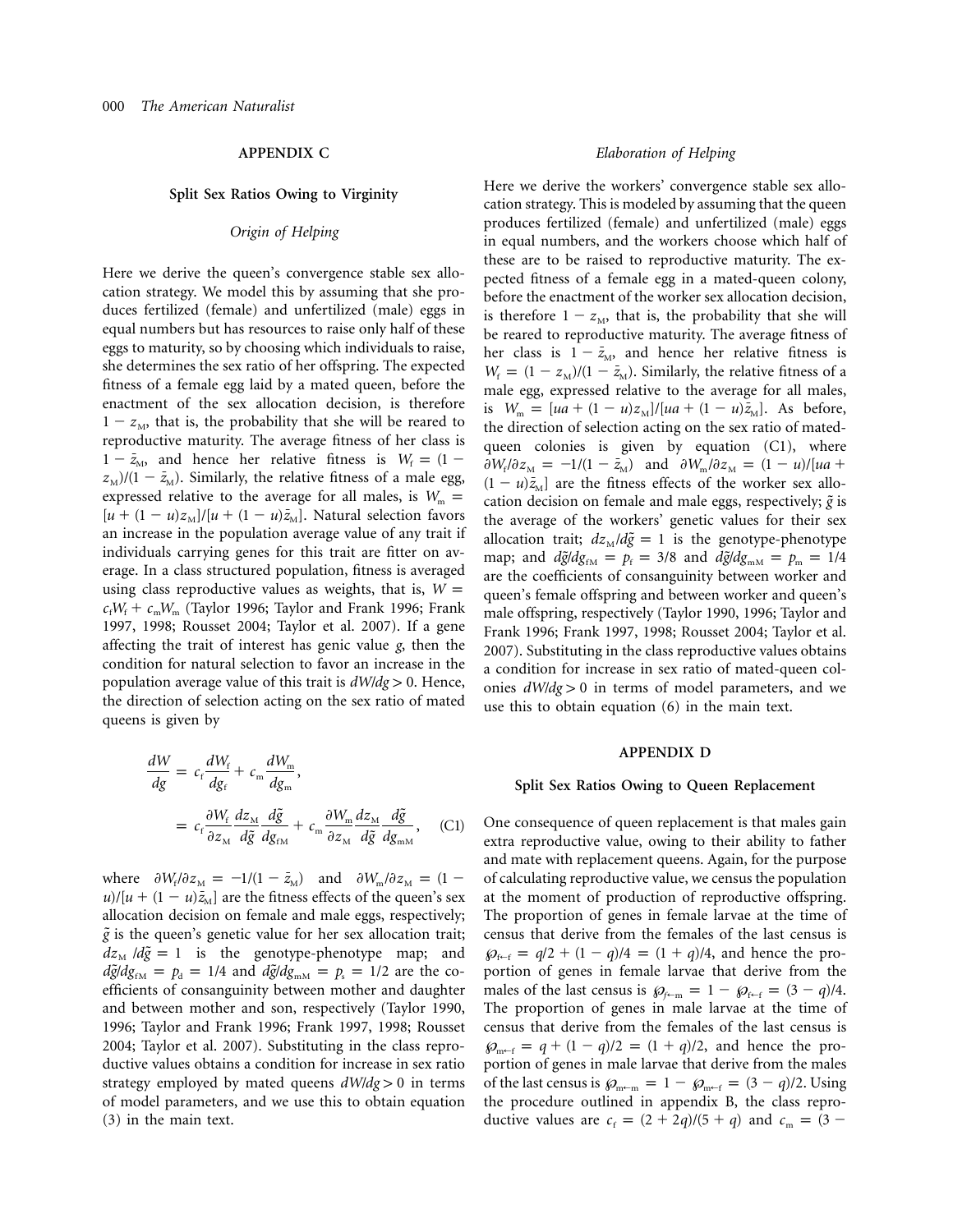## APPENDIX C

### Split Sex Ratios Owing to Virginity

#### *Origin of Helping*

Here we derive the queen's convergence stable sex allocation strategy. We model this by assuming that she produces fertilized (female) and unfertilized (male) eggs in equal numbers but has resources to raise only half of these eggs to maturity, so by choosing which individuals to raise, she determines the sex ratio of her offspring. The expected fitness of a female egg laid by a mated queen, before the enactment of the sex allocation decision, is therefore $1 - z_{\mathrm{M}}$, that is, the probability that she will be reared to reproductive maturity. The average fitness of her class is $1 - \bar{z}_{\mathrm{M}}$, and hence her relative fitness is $W_{\mathrm{f}} = (1 - z_{\mathrm{M}})/(1 - \bar{z}_{\mathrm{M}})$. Similarly, the relative fitness of a male egg, expressed relative to the average for all males, is $W_{\mathrm{m}} = [u + (1 - u)z_{\mathrm{M}}]/[u + (1 - u)\bar{z}_{\mathrm{M}}]$. Natural selection favors an increase in the population average value of any trait if individuals carrying genes for this trait are fitter on average. In a class structured population, fitness is averaged using class reproductive values as weights, that is, $W = c_{\mathrm{f}}W_{\mathrm{f}} + c_{\mathrm{m}}W_{\mathrm{m}}$ (Taylor 1996; Taylor and Frank 1996; Frank 1997, 1998; Rousset 2004; Taylor et al. 2007). If a gene affecting the trait of interest has genic value $g$, then the condition for natural selection to favor an increase in the population average value of this trait is $dW/dg > 0$. Hence, the direction of selection acting on the sex ratio of mated queens is given by

$$\begin{aligned} \frac{dW}{dg} &= c_{\mathrm{f}}\frac{dW_{\mathrm{f}}}{dg_{\mathrm{f}}} + c_{\mathrm{m}}\frac{dW_{\mathrm{m}}}{dg_{\mathrm{m}}}, \\ &= c_{\mathrm{f}}\frac{\partial W_{\mathrm{f}}}{\partial z_{\mathrm{M}}}\frac{dz_{\mathrm{M}}}{d\tilde{g}}\frac{d\tilde{g}}{dg_{\mathrm{fM}}} + c_{\mathrm{m}}\frac{\partial W_{\mathrm{m}}}{\partial z_{\mathrm{M}}}\frac{dz_{\mathrm{M}}}{d\tilde{g}}\frac{d\tilde{g}}{dg_{\mathrm{mM}}}, \end{aligned} \tag{C1}$$

where $\partial W_{\mathrm{f}}/\partial z_{\mathrm{M}} = -1/(1 - \bar{z}_{\mathrm{M}})$ and $\partial W_{\mathrm{m}}/\partial z_{\mathrm{M}} = (1 - u)/[u + (1 - u)\bar{z}_{\mathrm{M}}]$ are the fitness effects of the queen's sex allocation decision on female and male eggs, respectively; $\tilde{g}$ is the queen's genetic value for her sex allocation trait; $dz_{\mathrm{M}}/d\tilde{g} = 1$ is the genotype-phenotype map; and $d\tilde{g}/dg_{\mathrm{fM}} = p_{\mathrm{d}} = 1/4$ and $d\tilde{g}/dg_{\mathrm{mM}} = p_{\mathrm{s}} = 1/2$ are the coefficients of consanguinity between mother and daughter and between mother and son, respectively (Taylor 1990, 1996; Taylor and Frank 1996; Frank 1997, 1998; Rousset 2004; Taylor et al. 2007). Substituting in the class reproductive values obtains a condition for increase in sex ratio strategy employed by mated queens $dW/dg > 0$ in terms of model parameters, and we use this to obtain equation (3) in the main text.

#### *Elaboration of Helping*

Here we derive the workers' convergence stable sex allocation strategy. This is modeled by assuming that the queen produces fertilized (female) and unfertilized (male) eggs in equal numbers, and the workers choose which half of these are to be raised to reproductive maturity. The expected fitness of a female egg in a mated-queen colony, before the enactment of the worker sex allocation decision, is therefore $1 - z_{\mathrm{M}}$, that is, the probability that she will be reared to reproductive maturity. The average fitness of her class is $1 - \bar{z}_{\mathrm{M}}$, and hence her relative fitness is $W_{\mathrm{f}} = (1 - z_{\mathrm{M}})/(1 - \bar{z}_{\mathrm{M}})$. Similarly, the relative fitness of a male egg, expressed relative to the average for all males, is $W_{\mathrm{m}} = [ua + (1 - u)z_{\mathrm{M}}]/[ua + (1 - u)\bar{z}_{\mathrm{M}}]$. As before, the direction of selection acting on the sex ratio of mated-queen colonies is given by equation (C1), where $\partial W_{\mathrm{f}}/\partial z_{\mathrm{M}} = -1/(1 - \bar{z}_{\mathrm{M}})$ and $\partial W_{\mathrm{m}}/\partial z_{\mathrm{M}} = (1 - u)/[ua + (1 - u)\bar{z}_{\mathrm{M}}]$ are the fitness effects of the worker sex allocation decision on female and male eggs, respectively; $\tilde{g}$ is the average of the workers' genetic values for their sex allocation trait; $dz_{\mathrm{M}}/d\tilde{g} = 1$ is the genotype-phenotype map; and $d\tilde{g}/dg_{\mathrm{fM}} = p_{\mathrm{f}} = 3/8$ and $d\tilde{g}/dg_{\mathrm{mM}} = p_{\mathrm{m}} = 1/4$ are the coefficients of consanguinity between worker and queen's female offspring and between worker and queen's male offspring, respectively (Taylor 1990, 1996; Taylor and Frank 1996; Frank 1997, 1998; Rousset 2004; Taylor et al. 2007). Substituting in the class reproductive values obtains a condition for increase in sex ratio of mated-queen colonies $dW/dg > 0$ in terms of model parameters, and we use this to obtain equation (6) in the main text.

## APPENDIX D

### Split Sex Ratios Owing to Queen Replacement

One consequence of queen replacement is that males gain extra reproductive value, owing to their ability to father and mate with replacement queens. Again, for the purpose of calculating reproductive value, we census the population at the moment of production of reproductive offspring. The proportion of genes in female larvae at the time of census that derive from the females of the last census is $\wp_{\mathrm{f}\leftarrow\mathrm{f}} = q/2 + (1 - q)/4 = (1 + q)/4$, and hence the proportion of genes in female larvae that derive from the males of the last census is $\wp_{\mathrm{f}\leftarrow\mathrm{m}} = 1 - \wp_{\mathrm{f}\leftarrow\mathrm{f}} = (3 - q)/4$. The proportion of genes in male larvae at the time of census that derive from the females of the last census is $\wp_{\mathrm{m}\leftarrow\mathrm{f}} = q + (1 - q)/2 = (1 + q)/2$, and hence the proportion of genes in male larvae that derive from the males of the last census is $\wp_{\mathrm{m}\leftarrow\mathrm{m}} = 1 - \wp_{\mathrm{m}\leftarrow\mathrm{f}} = (3 - q)/2$. Using the procedure outlined in appendix B, the class reproductive values are $c_{\mathrm{f}} = (2 + 2q)/(5 + q)$ and $c_{\mathrm{m}} = (3 -$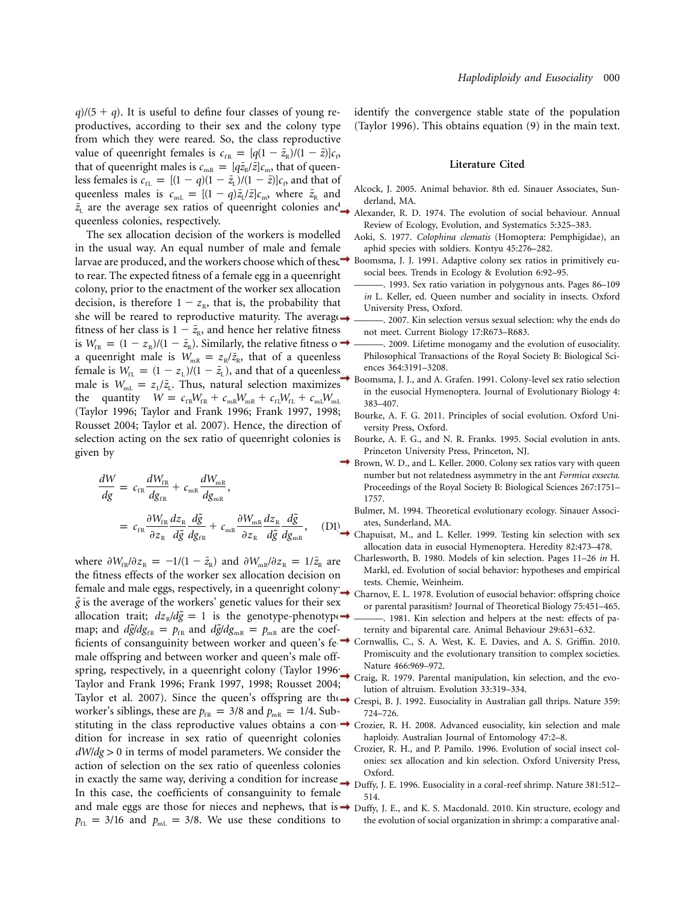$q)/(5 + q)$. It is useful to define four classes of young reproductives, according to their sex and the colony type from which they were reared. So, the class reproductive value of queenright females is $c_{\rm fR} = [q(1 - \bar{z}_{\rm R})/(1 - \bar{z})]c_{\rm f}$, that of queenright males is $c_{\rm mR} = [q\bar{z}_{\rm R}/\bar{z}]c_{\rm m}$, that of queenless females is $c_{\rm fL} = [(1 - q)(1 - \bar{z}_{\rm L})/(1 - \bar{z})]c_{\rm f}$, and that of queenless males is $c_{\rm mL} = [(1 - q)\bar{z}_{\rm L}/\bar{z}]c_{\rm m}$, where $\bar{z}_{\rm R}$ and $\bar{z}_{\rm L}$ are the average sex ratios of queenright colonies and queenless colonies, respectively.

The sex allocation decision of the workers is modelled in the usual way. An equal number of male and female larvae are produced, and the workers choose which of these to rear. The expected fitness of a female egg in a queenright colony, prior to the enactment of the worker sex allocation decision, is therefore $1 - z_{\rm R}$, that is, the probability that she will be reared to reproductive maturity. The average fitness of her class is $1 - \bar{z}_{\rm R}$, and hence her relative fitness is $W_{\rm fR} = (1 - z_{\rm R})/(1 - \bar{z}_{\rm R})$. Similarly, the relative fitness of a queenright male is $W_{\rm mR} = z_{\rm R}/\bar{z}_{\rm R}$, that of a queenless female is $W_{\rm fL} = (1 - z_{\rm L})/(1 - \bar{z}_{\rm L})$, and that of a queenless male is $W_{\rm mL} = z_{\rm L}/\bar{z}_{\rm L}$. Thus, natural selection maximizes the quantity $W = c_{\rm fR}W_{\rm fR} + c_{\rm mR}W_{\rm mR} + c_{\rm fL}W_{\rm fL} + c_{\rm mL}W_{\rm mL}$ (Taylor 1996; Taylor and Frank 1996; Frank 1997, 1998; Rousset 2004; Taylor et al. 2007). Hence, the direction of selection acting on the sex ratio of queenright colonies is given by

$$\begin{aligned}\frac{dW}{dg} &= c_{\rm fR}\frac{dW_{\rm fR}}{dg_{\rm fR}} + c_{\rm mR}\frac{dW_{\rm mR}}{dg_{\rm mR}}, \\ &= c_{\rm fR}\frac{\partial W_{\rm fR}}{\partial z_{\rm R}}\frac{dz_{\rm R}}{d\tilde{g}}\frac{d\tilde{g}}{dg_{\rm fR}} + c_{\rm mR}\frac{\partial W_{\rm mR}}{\partial z_{\rm R}}\frac{dz_{\rm R}}{d\tilde{g}}\frac{d\tilde{g}}{dg_{\rm mR}}, \quad \text{(D1)}\end{aligned}$$

where $\partial W_{\rm fR}/\partial z_{\rm R} = -1/(1 - \bar{z}_{\rm R})$ and $\partial W_{\rm mR}/\partial z_{\rm R} = 1/\bar{z}_{\rm R}$ are the fitness effects of the worker sex allocation decision on female and male eggs, respectively, in a queenright colony; $\tilde{g}$ is the average of the workers' genetic values for their sex allocation trait; $dz_{\rm R}/d\tilde{g} = 1$ is the genotype-phenotype map; and $d\tilde{g}/dg_{\rm fR} = p_{\rm fR}$ and $d\tilde{g}/dg_{\rm mR} = p_{\rm mR}$ are the coefficients of consanguinity between worker and queen's female offspring and between worker and queen's male offspring, respectively, in a queenright colony (Taylor 1996; Taylor and Frank 1996; Frank 1997, 1998; Rousset 2004; Taylor et al. 2007). Since the queen's offspring are the worker's siblings, these are $p_{\rm fR} = 3/8$ and $p_{\rm mR} = 1/4$. Substituting in the class reproductive values obtains a condition for increase in sex ratio of queenright colonies $dW/dg > 0$ in terms of model parameters. We consider the action of selection on the sex ratio of queenless colonies in exactly the same way, deriving a condition for increase. In this case, the coefficients of consanguinity to female and male eggs are those for nieces and nephews, that is, $p_{\rm fL} = 3/16$ and $p_{\rm mL} = 3/8$. We use these conditions to identify the convergence stable state of the population (Taylor 1996). This obtains equation (9) in the main text.

## Literature Cited

Alcock, J. 2005. Animal behavior. 8th ed. Sinauer Associates, Sunderland, MA.

Alexander, R. D. 1974. The evolution of social behaviour. Annual Review of Ecology, Evolution, and Systematics 5:325–383.

Aoki, S. 1977. *Colophina clematis* (Homoptera: Pemphigidae), an aphid species with soldiers. Kontyu 45:276–282.

Boomsma, J. J. 1991. Adaptive colony sex ratios in primitively eusocial bees. Trends in Ecology & Evolution 6:92–95.

———. 1993. Sex ratio variation in polygynous ants. Pages 86–109 *in* L. Keller, ed. Queen number and sociality in insects. Oxford University Press, Oxford.

———. 2007. Kin selection versus sexual selection: why the ends do not meet. Current Biology 17:R673–R683.

———. 2009. Lifetime monogamy and the evolution of eusociality. Philosophical Transactions of the Royal Society B: Biological Sciences 364:3191–3208.

Boomsma, J. J., and A. Grafen. 1991. Colony-level sex ratio selection in the eusocial Hymenoptera. Journal of Evolutionary Biology 4: 383–407.

Bourke, A. F. G. 2011. Principles of social evolution. Oxford University Press, Oxford.

Bourke, A. F. G., and N. R. Franks. 1995. Social evolution in ants. Princeton University Press, Princeton, NJ.

Brown, W. D., and L. Keller. 2000. Colony sex ratios vary with queen number but not relatedness asymmetry in the ant *Formica exsecta*. Proceedings of the Royal Society B: Biological Sciences 267:1751–1757.

Bulmer, M. 1994. Theoretical evolutionary ecology. Sinauer Associates, Sunderland, MA.

Chapuisat, M., and L. Keller. 1999. Testing kin selection with sex allocation data in eusocial Hymenoptera. Heredity 82:473–478.

Charlesworth, B. 1980. Models of kin selection. Pages 11–26 *in* H. Markl, ed. Evolution of social behavior: hypotheses and empirical tests. Chemie, Weinheim.

Charnov, E. L. 1978. Evolution of eusocial behavior: offspring choice or parental parasitism? Journal of Theoretical Biology 75:451–465.

———. 1981. Kin selection and helpers at the nest: effects of paternity and biparental care. Animal Behaviour 29:631–632.

Cornwallis, C., S. A. West, K. E. Davies, and A. S. Griffin. 2010. Promiscuity and the evolutionary transition to complex societies. Nature 466:969–972.

Craig, R. 1979. Parental manipulation, kin selection, and the evolution of altruism. Evolution 33:319–334.

Crespi, B. J. 1992. Eusociality in Australian gall thrips. Nature 359: 724–726.

Crozier, R. H. 2008. Advanced eusociality, kin selection and male haploidy. Australian Journal of Entomology 47:2–8.

Crozier, R. H., and P. Pamilo. 1996. Evolution of social insect colonies: sex allocation and kin selection. Oxford University Press, Oxford.

Duffy, J. E. 1996. Eusociality in a coral-reef shrimp. Nature 381:512–514.

Duffy, J. E., and K. S. Macdonald. 2010. Kin structure, ecology and the evolution of social organization in shrimp: a comparative anal-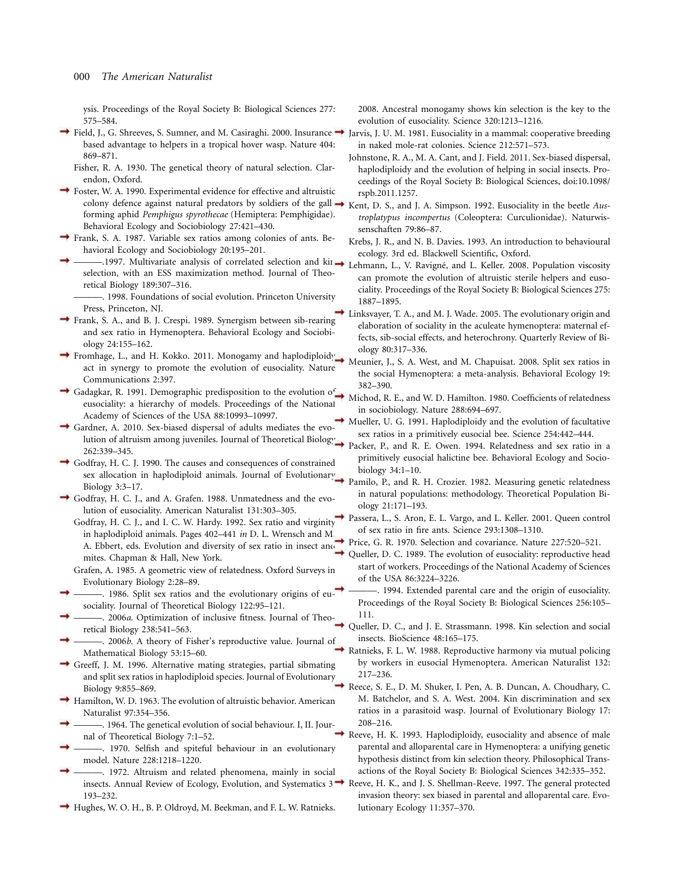ysis. Proceedings of the Royal Society B: Biological Sciences 277: 575–584.

Field, J., G. Shreeves, S. Sumner, and M. Casiraghi. 2000. Insurance based advantage to helpers in a tropical hover wasp. Nature 404: 869–871.

Fisher, R. A. 1930. The genetical theory of natural selection. Clarendon, Oxford.

Foster, W. A. 1990. Experimental evidence for effective and altruistic colony defence against natural predators by soldiers of the gall-forming aphid *Pemphigus spyrothecae* (Hemiptera: Pemphigidae). Behavioral Ecology and Sociobiology 27:421–430.

Frank, S. A. 1987. Variable sex ratios among colonies of ants. Behavioral Ecology and Sociobiology 20:195–201.

———.1997. Multivariate analysis of correlated selection and kin selection, with an ESS maximization method. Journal of Theoretical Biology 189:307–316.

———. 1998. Foundations of social evolution. Princeton University Press, Princeton, NJ.

Frank, S. A., and B. J. Crespi. 1989. Synergism between sib-rearing and sex ratio in Hymenoptera. Behavioral Ecology and Sociobiology 24:155–162.

Fromhage, L., and H. Kokko. 2011. Monogamy and haplodiploidy act in synergy to promote the evolution of eusociality. Nature Communications 2:397.

Gadagkar, R. 1991. Demographic predisposition to the evolution of eusociality: a hierarchy of models. Proceedings of the National Academy of Sciences of the USA 88:10993–10997.

Gardner, A. 2010. Sex-biased dispersal of adults mediates the evolution of altruism among juveniles. Journal of Theoretical Biology 262:339–345.

Godfray, H. C. J. 1990. The causes and consequences of constrained sex allocation in haplodiploid animals. Journal of Evolutionary Biology 3:3–17.

Godfray, H. C. J., and A. Grafen. 1988. Unmatedness and the evolution of eusociality. American Naturalist 131:303–305.

Godfray, H. C. J., and I. C. W. Hardy. 1992. Sex ratio and virginity in haplodiploid animals. Pages 402–441 *in* D. L. Wrensch and M. A. Ebbert, eds. Evolution and diversity of sex ratio in insect and mites. Chapman & Hall, New York.

Grafen, A. 1985. A geometric view of relatedness. Oxford Surveys in Evolutionary Biology 2:28–89.

———. 1986. Split sex ratios and the evolutionary origins of eusociality. Journal of Theoretical Biology 122:95–121.

———. 2006*a*. Optimization of inclusive fitness. Journal of Theoretical Biology 238:541–563.

———. 2006*b*. A theory of Fisher's reproductive value. Journal of Mathematical Biology 53:15–60.

Greeff, J. M. 1996. Alternative mating strategies, partial sibmating and split sex ratios in haplodiploid species. Journal of Evolutionary Biology 9:855–869.

Hamilton, W. D. 1963. The evolution of altruistic behavior. American Naturalist 97:354–356.

———. 1964. The genetical evolution of social behaviour. I, II. Journal of Theoretical Biology 7:1–52.

———. 1970. Selfish and spiteful behaviour in an evolutionary model. Nature 228:1218–1220.

———. 1972. Altruism and related phenomena, mainly in social insects. Annual Review of Ecology, Evolution, and Systematics 3: 193–232.

Hughes, W. O. H., B. P. Oldroyd, M. Beekman, and F. L. W. Ratnieks. 2008. Ancestral monogamy shows kin selection is the key to the evolution of eusociality. Science 320:1213–1216.

Jarvis, J. U. M. 1981. Eusociality in a mammal: cooperative breeding in naked mole-rat colonies. Science 212:571–573.

Johnstone, R. A., M. A. Cant, and J. Field. 2011. Sex-biased dispersal, haplodiploidy and the evolution of helping in social insects. Proceedings of the Royal Society B: Biological Sciences, doi:10.1098/rspb.2011.1257.

Kent, D. S., and J. A. Simpson. 1992. Eusociality in the beetle *Austroplatypus incompertus* (Coleoptera: Curculionidae). Naturwissenschaften 79:86–87.

Krebs, J. R., and N. B. Davies. 1993. An introduction to behavioural ecology. 3rd ed. Blackwell Scientific, Oxford.

Lehmann, L., V. Ravigné, and L. Keller. 2008. Population viscosity can promote the evolution of altruistic sterile helpers and eusociality. Proceedings of the Royal Society B: Biological Sciences 275: 1887–1895.

Linksvayer, T. A., and M. J. Wade. 2005. The evolutionary origin and elaboration of sociality in the aculeate hymenoptera: maternal effects, sib-social effects, and heterochrony. Quarterly Review of Biology 80:317–336.

Meunier, J., S. A. West, and M. Chapuisat. 2008. Split sex ratios in the social Hymenoptera: a meta-analysis. Behavioral Ecology 19: 382–390.

Michod, R. E., and W. D. Hamilton. 1980. Coefficients of relatedness in sociobiology. Nature 288:694–697.

Mueller, U. G. 1991. Haplodiploidy and the evolution of facultative sex ratios in a primitively eusocial bee. Science 254:442–444.

Packer, P., and R. E. Owen. 1994. Relatedness and sex ratio in a primitively eusocial halictine bee. Behavioral Ecology and Sociobiology 34:1–10.

Pamilo, P., and R. H. Crozier. 1982. Measuring genetic relatedness in natural populations: methodology. Theoretical Population Biology 21:171–193.

Passera, L., S. Aron, E. L. Vargo, and L. Keller. 2001. Queen control of sex ratio in fire ants. Science 293:1308–1310.

Price, G. R. 1970. Selection and covariance. Nature 227:520–521.

Queller, D. C. 1989. The evolution of eusociality: reproductive head start of workers. Proceedings of the National Academy of Sciences of the USA 86:3224–3226.

———. 1994. Extended parental care and the origin of eusociality. Proceedings of the Royal Society B: Biological Sciences 256:105–111.

Queller, D. C., and J. E. Strassmann. 1998. Kin selection and social insects. BioScience 48:165–175.

Ratnieks, F. L. W. 1988. Reproductive harmony via mutual policing by workers in eusocial Hymenoptera. American Naturalist 132: 217–236.

Reece, S. E., D. M. Shuker, I. Pen, A. B. Duncan, A. Choudhary, C. M. Batchelor, and S. A. West. 2004. Kin discrimination and sex ratios in a parasitoid wasp. Journal of Evolutionary Biology 17: 208–216.

Reeve, H. K. 1993. Haplodiploidy, eusociality and absence of male parental and alloparental care in Hymenoptera: a unifying genetic hypothesis distinct from kin selection theory. Philosophical Transactions of the Royal Society B: Biological Sciences 342:335–352.

Reeve, H. K., and J. S. Shellman-Reeve. 1997. The general protected invasion theory: sex biased in parental and alloparental care. Evolutionary Ecology 11:357–370.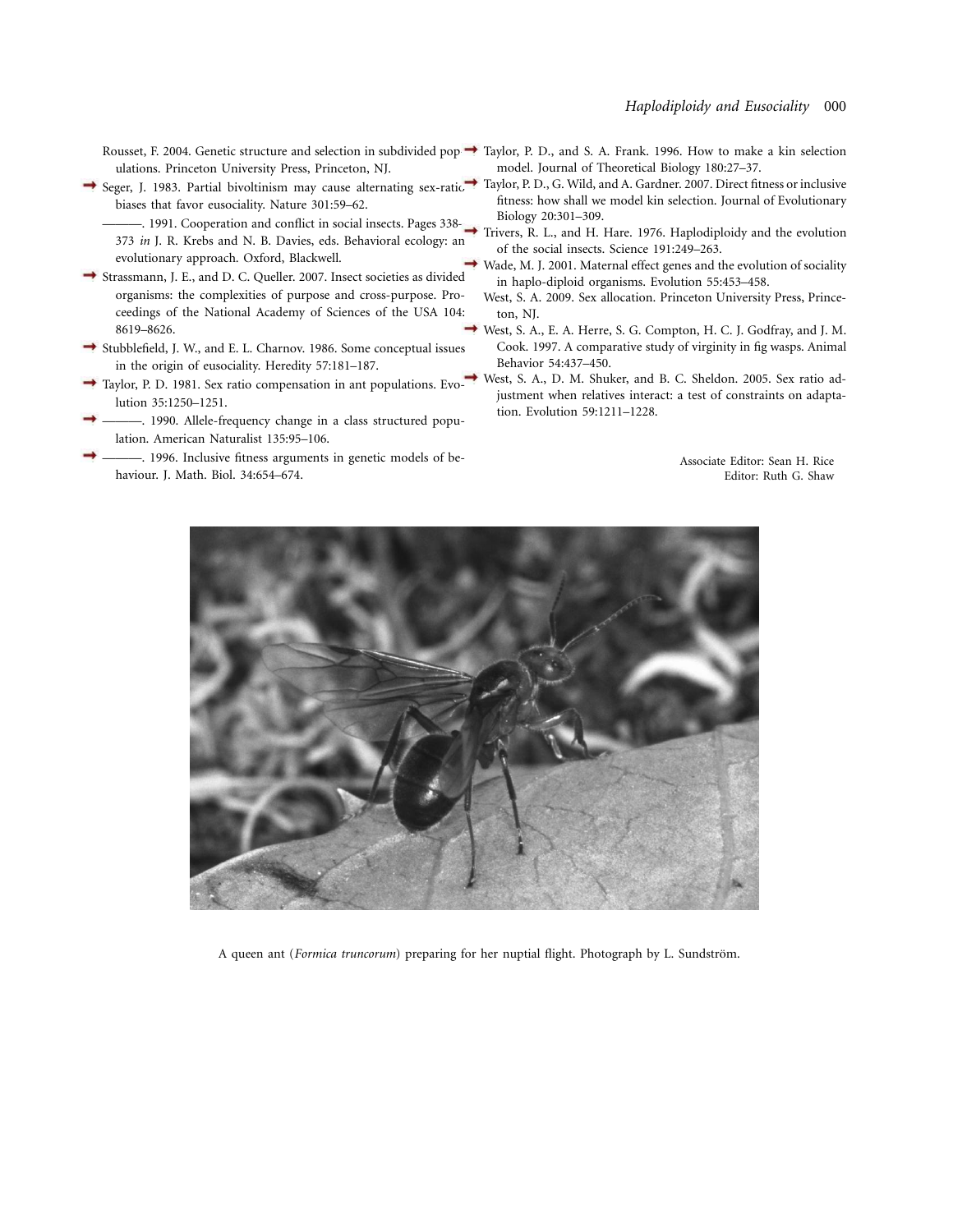Rousset, F. 2004. Genetic structure and selection in subdivided populations. Princeton University Press, Princeton, NJ.

Seger, J. 1983. Partial bivoltinism may cause alternating sex-ratio biases that favor eusociality. Nature 301:59–62.

———. 1991. Cooperation and conflict in social insects. Pages 338–373 *in* J. R. Krebs and N. B. Davies, eds. Behavioral ecology: an evolutionary approach. Oxford, Blackwell.

Strassmann, J. E., and D. C. Queller. 2007. Insect societies as divided organisms: the complexities of purpose and cross-purpose. Proceedings of the National Academy of Sciences of the USA 104: 8619–8626.

Stubblefield, J. W., and E. L. Charnov. 1986. Some conceptual issues in the origin of eusociality. Heredity 57:181–187.

Taylor, P. D. 1981. Sex ratio compensation in ant populations. Evolution 35:1250–1251.

———. 1990. Allele-frequency change in a class structured population. American Naturalist 135:95–106.

———. 1996. Inclusive fitness arguments in genetic models of behaviour. J. Math. Biol. 34:654–674.

Taylor, P. D., and S. A. Frank. 1996. How to make a kin selection model. Journal of Theoretical Biology 180:27–37.

Taylor, P. D., G. Wild, and A. Gardner. 2007. Direct fitness or inclusive fitness: how shall we model kin selection. Journal of Evolutionary Biology 20:301–309.

Trivers, R. L., and H. Hare. 1976. Haplodiploidy and the evolution of the social insects. Science 191:249–263.

Wade, M. J. 2001. Maternal effect genes and the evolution of sociality in haplo-diploid organisms. Evolution 55:453–458.

West, S. A. 2009. Sex allocation. Princeton University Press, Princeton, NJ.

West, S. A., E. A. Herre, S. G. Compton, H. C. J. Godfray, and J. M. Cook. 1997. A comparative study of virginity in fig wasps. Animal Behavior 54:437–450.

West, S. A., D. M. Shuker, and B. C. Sheldon. 2005. Sex ratio adjustment when relatives interact: a test of constraints on adaptation. Evolution 59:1211–1228.

Associate Editor: Sean H. Rice
Editor: Ruth G. Shaw

A queen ant (*Formica truncorum*) preparing for her nuptial flight. Photograph by L. Sundström.